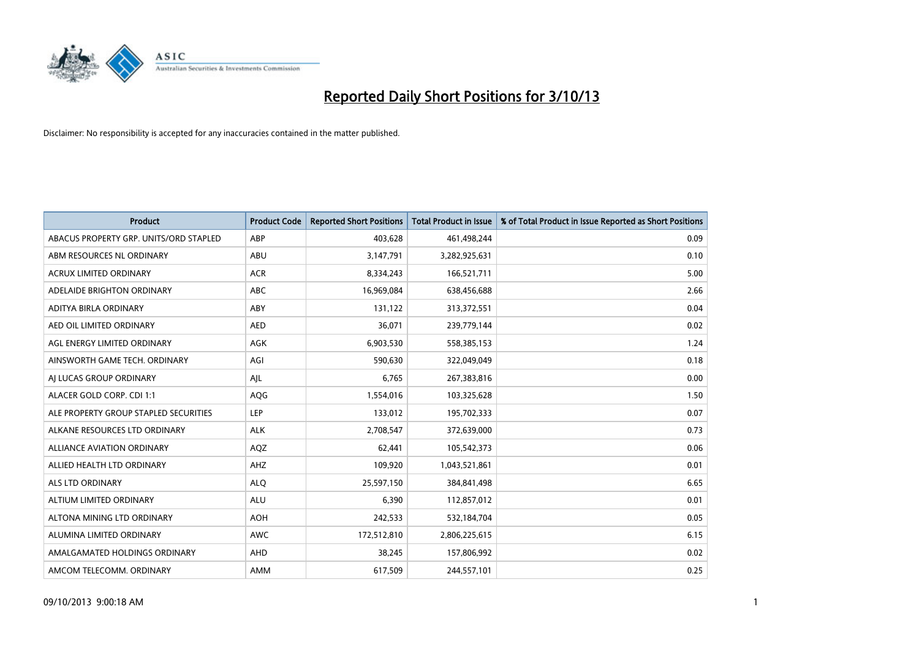# Reported Daily Short Positions for 3/10/13

Disclaimer: No responsibility is accepted for any inaccuracies contained in the matter published.

| Product | Product Code | Reported Short Positions | Total Product in Issue | % of Total Product in Issue Reported as Short Positions |
|---|---|---|---|---|
| ABACUS PROPERTY GRP. UNITS/ORD STAPLED | ABP | 403,628 | 461,498,244 | 0.09 |
| ABM RESOURCES NL ORDINARY | ABU | 3,147,791 | 3,282,925,631 | 0.10 |
| ACRUX LIMITED ORDINARY | ACR | 8,334,243 | 166,521,711 | 5.00 |
| ADELAIDE BRIGHTON ORDINARY | ABC | 16,969,084 | 638,456,688 | 2.66 |
| ADITYA BIRLA ORDINARY | ABY | 131,122 | 313,372,551 | 0.04 |
| AED OIL LIMITED ORDINARY | AED | 36,071 | 239,779,144 | 0.02 |
| AGL ENERGY LIMITED ORDINARY | AGK | 6,903,530 | 558,385,153 | 1.24 |
| AINSWORTH GAME TECH. ORDINARY | AGI | 590,630 | 322,049,049 | 0.18 |
| AJ LUCAS GROUP ORDINARY | AJL | 6,765 | 267,383,816 | 0.00 |
| ALACER GOLD CORP. CDI 1:1 | AQG | 1,554,016 | 103,325,628 | 1.50 |
| ALE PROPERTY GROUP STAPLED SECURITIES | LEP | 133,012 | 195,702,333 | 0.07 |
| ALKANE RESOURCES LTD ORDINARY | ALK | 2,708,547 | 372,639,000 | 0.73 |
| ALLIANCE AVIATION ORDINARY | AQZ | 62,441 | 105,542,373 | 0.06 |
| ALLIED HEALTH LTD ORDINARY | AHZ | 109,920 | 1,043,521,861 | 0.01 |
| ALS LTD ORDINARY | ALQ | 25,597,150 | 384,841,498 | 6.65 |
| ALTIUM LIMITED ORDINARY | ALU | 6,390 | 112,857,012 | 0.01 |
| ALTONA MINING LTD ORDINARY | AOH | 242,533 | 532,184,704 | 0.05 |
| ALUMINA LIMITED ORDINARY | AWC | 172,512,810 | 2,806,225,615 | 6.15 |
| AMALGAMATED HOLDINGS ORDINARY | AHD | 38,245 | 157,806,992 | 0.02 |
| AMCOM TELECOMM. ORDINARY | AMM | 617,509 | 244,557,101 | 0.25 |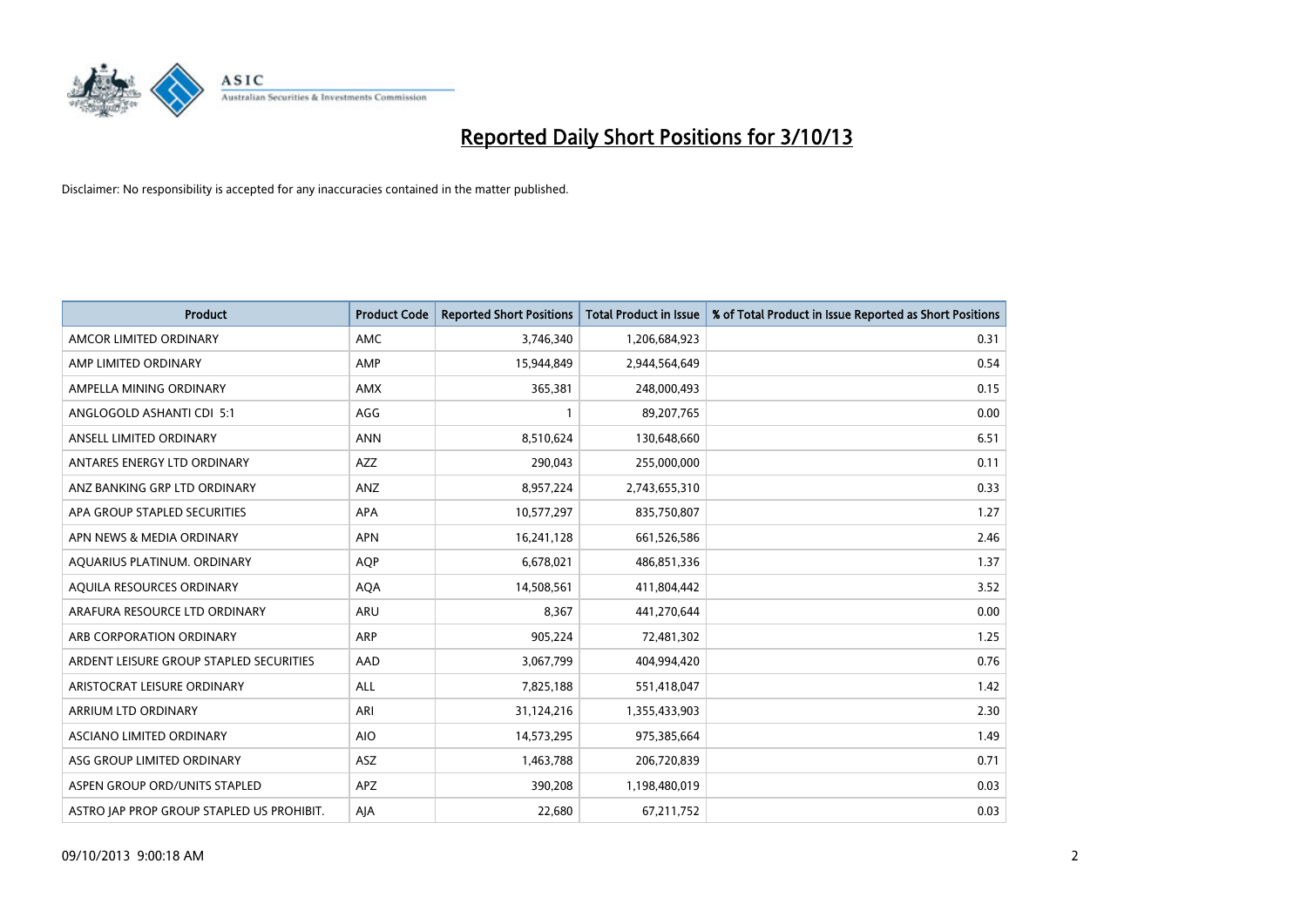# Reported Daily Short Positions for 3/10/13

Disclaimer: No responsibility is accepted for any inaccuracies contained in the matter published.

| Product | Product Code | Reported Short Positions | Total Product in Issue | % of Total Product in Issue Reported as Short Positions |
|---|---|---|---|---|
| AMCOR LIMITED ORDINARY | AMC | 3,746,340 | 1,206,684,923 | 0.31 |
| AMP LIMITED ORDINARY | AMP | 15,944,849 | 2,944,564,649 | 0.54 |
| AMPELLA MINING ORDINARY | AMX | 365,381 | 248,000,493 | 0.15 |
| ANGLOGOLD ASHANTI CDI 5:1 | AGG | 1 | 89,207,765 | 0.00 |
| ANSELL LIMITED ORDINARY | ANN | 8,510,624 | 130,648,660 | 6.51 |
| ANTARES ENERGY LTD ORDINARY | AZZ | 290,043 | 255,000,000 | 0.11 |
| ANZ BANKING GRP LTD ORDINARY | ANZ | 8,957,224 | 2,743,655,310 | 0.33 |
| APA GROUP STAPLED SECURITIES | APA | 10,577,297 | 835,750,807 | 1.27 |
| APN NEWS & MEDIA ORDINARY | APN | 16,241,128 | 661,526,586 | 2.46 |
| AQUARIUS PLATINUM. ORDINARY | AQP | 6,678,021 | 486,851,336 | 1.37 |
| AQUILA RESOURCES ORDINARY | AQA | 14,508,561 | 411,804,442 | 3.52 |
| ARAFURA RESOURCE LTD ORDINARY | ARU | 8,367 | 441,270,644 | 0.00 |
| ARB CORPORATION ORDINARY | ARP | 905,224 | 72,481,302 | 1.25 |
| ARDENT LEISURE GROUP STAPLED SECURITIES | AAD | 3,067,799 | 404,994,420 | 0.76 |
| ARISTOCRAT LEISURE ORDINARY | ALL | 7,825,188 | 551,418,047 | 1.42 |
| ARRIUM LTD ORDINARY | ARI | 31,124,216 | 1,355,433,903 | 2.30 |
| ASCIANO LIMITED ORDINARY | AIO | 14,573,295 | 975,385,664 | 1.49 |
| ASG GROUP LIMITED ORDINARY | ASZ | 1,463,788 | 206,720,839 | 0.71 |
| ASPEN GROUP ORD/UNITS STAPLED | APZ | 390,208 | 1,198,480,019 | 0.03 |
| ASTRO JAP PROP GROUP STAPLED US PROHIBIT. | AJA | 22,680 | 67,211,752 | 0.03 |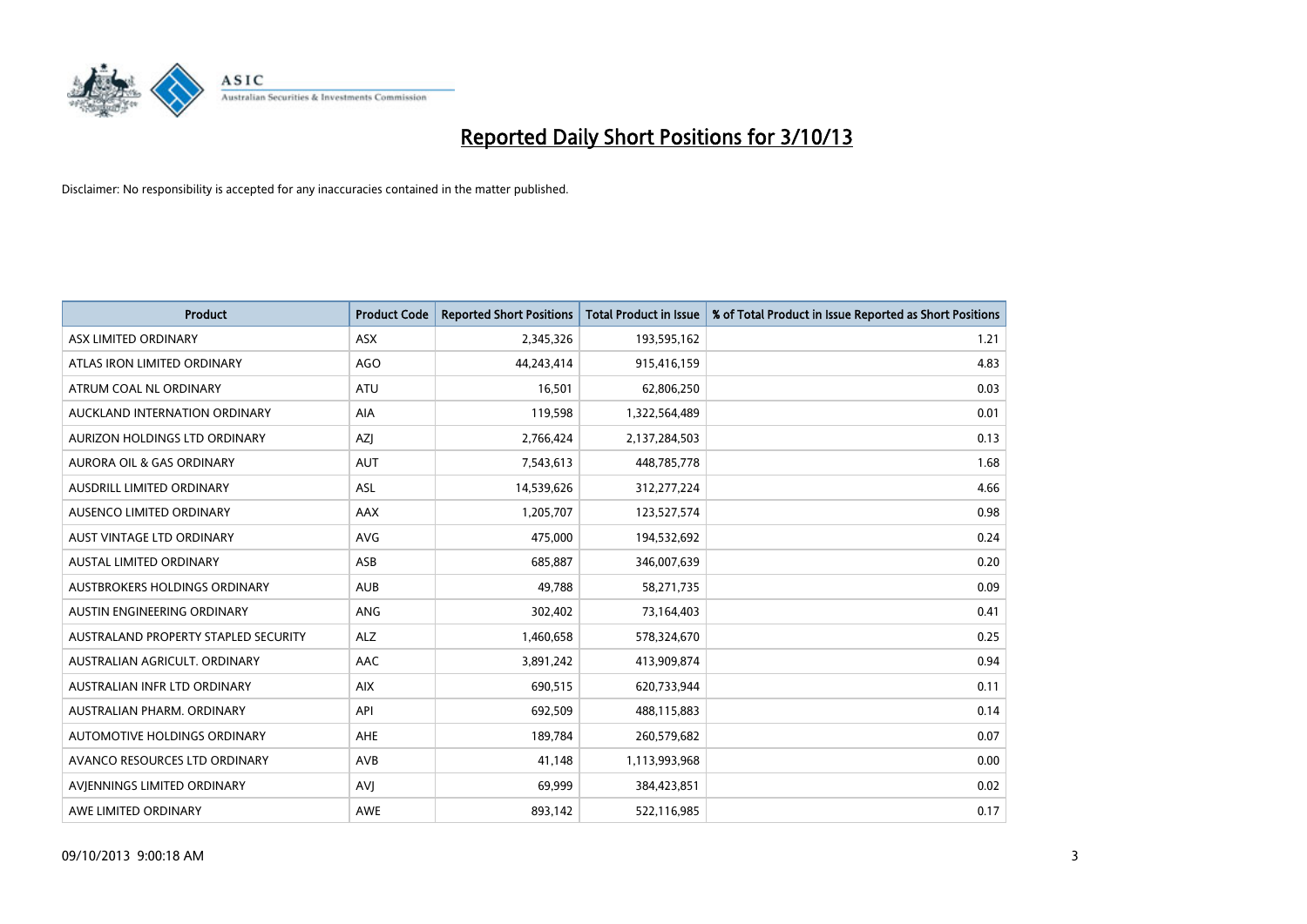# Reported Daily Short Positions for 3/10/13

Disclaimer: No responsibility is accepted for any inaccuracies contained in the matter published.

| Product | Product Code | Reported Short Positions | Total Product in Issue | % of Total Product in Issue Reported as Short Positions |
|---|---|---|---|---|
| ASX LIMITED ORDINARY | ASX | 2,345,326 | 193,595,162 | 1.21 |
| ATLAS IRON LIMITED ORDINARY | AGO | 44,243,414 | 915,416,159 | 4.83 |
| ATRUM COAL NL ORDINARY | ATU | 16,501 | 62,806,250 | 0.03 |
| AUCKLAND INTERNATION ORDINARY | AIA | 119,598 | 1,322,564,489 | 0.01 |
| AURIZON HOLDINGS LTD ORDINARY | AZJ | 2,766,424 | 2,137,284,503 | 0.13 |
| AURORA OIL & GAS ORDINARY | AUT | 7,543,613 | 448,785,778 | 1.68 |
| AUSDRILL LIMITED ORDINARY | ASL | 14,539,626 | 312,277,224 | 4.66 |
| AUSENCO LIMITED ORDINARY | AAX | 1,205,707 | 123,527,574 | 0.98 |
| AUST VINTAGE LTD ORDINARY | AVG | 475,000 | 194,532,692 | 0.24 |
| AUSTAL LIMITED ORDINARY | ASB | 685,887 | 346,007,639 | 0.20 |
| AUSTBROKERS HOLDINGS ORDINARY | AUB | 49,788 | 58,271,735 | 0.09 |
| AUSTIN ENGINEERING ORDINARY | ANG | 302,402 | 73,164,403 | 0.41 |
| AUSTRALAND PROPERTY STAPLED SECURITY | ALZ | 1,460,658 | 578,324,670 | 0.25 |
| AUSTRALIAN AGRICULT. ORDINARY | AAC | 3,891,242 | 413,909,874 | 0.94 |
| AUSTRALIAN INFR LTD ORDINARY | AIX | 690,515 | 620,733,944 | 0.11 |
| AUSTRALIAN PHARM. ORDINARY | API | 692,509 | 488,115,883 | 0.14 |
| AUTOMOTIVE HOLDINGS ORDINARY | AHE | 189,784 | 260,579,682 | 0.07 |
| AVANCO RESOURCES LTD ORDINARY | AVB | 41,148 | 1,113,993,968 | 0.00 |
| AVJENNINGS LIMITED ORDINARY | AVJ | 69,999 | 384,423,851 | 0.02 |
| AWE LIMITED ORDINARY | AWE | 893,142 | 522,116,985 | 0.17 |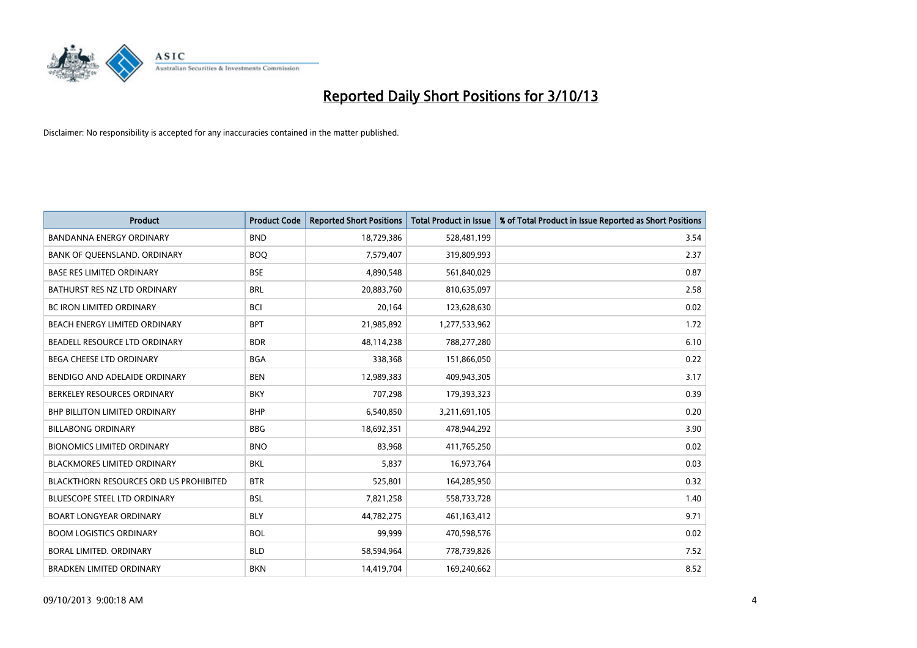# Reported Daily Short Positions for 3/10/13

Disclaimer: No responsibility is accepted for any inaccuracies contained in the matter published.

| Product | Product Code | Reported Short Positions | Total Product in Issue | % of Total Product in Issue Reported as Short Positions |
|---|---|---|---|---|
| BANDANNA ENERGY ORDINARY | BND | 18,729,386 | 528,481,199 | 3.54 |
| BANK OF QUEENSLAND. ORDINARY | BOQ | 7,579,407 | 319,809,993 | 2.37 |
| BASE RES LIMITED ORDINARY | BSE | 4,890,548 | 561,840,029 | 0.87 |
| BATHURST RES NZ LTD ORDINARY | BRL | 20,883,760 | 810,635,097 | 2.58 |
| BC IRON LIMITED ORDINARY | BCI | 20,164 | 123,628,630 | 0.02 |
| BEACH ENERGY LIMITED ORDINARY | BPT | 21,985,892 | 1,277,533,962 | 1.72 |
| BEADELL RESOURCE LTD ORDINARY | BDR | 48,114,238 | 788,277,280 | 6.10 |
| BEGA CHEESE LTD ORDINARY | BGA | 338,368 | 151,866,050 | 0.22 |
| BENDIGO AND ADELAIDE ORDINARY | BEN | 12,989,383 | 409,943,305 | 3.17 |
| BERKELEY RESOURCES ORDINARY | BKY | 707,298 | 179,393,323 | 0.39 |
| BHP BILLITON LIMITED ORDINARY | BHP | 6,540,850 | 3,211,691,105 | 0.20 |
| BILLABONG ORDINARY | BBG | 18,692,351 | 478,944,292 | 3.90 |
| BIONOMICS LIMITED ORDINARY | BNO | 83,968 | 411,765,250 | 0.02 |
| BLACKMORES LIMITED ORDINARY | BKL | 5,837 | 16,973,764 | 0.03 |
| BLACKTHORN RESOURCES ORD US PROHIBITED | BTR | 525,801 | 164,285,950 | 0.32 |
| BLUESCOPE STEEL LTD ORDINARY | BSL | 7,821,258 | 558,733,728 | 1.40 |
| BOART LONGYEAR ORDINARY | BLY | 44,782,275 | 461,163,412 | 9.71 |
| BOOM LOGISTICS ORDINARY | BOL | 99,999 | 470,598,576 | 0.02 |
| BORAL LIMITED. ORDINARY | BLD | 58,594,964 | 778,739,826 | 7.52 |
| BRADKEN LIMITED ORDINARY | BKN | 14,419,704 | 169,240,662 | 8.52 |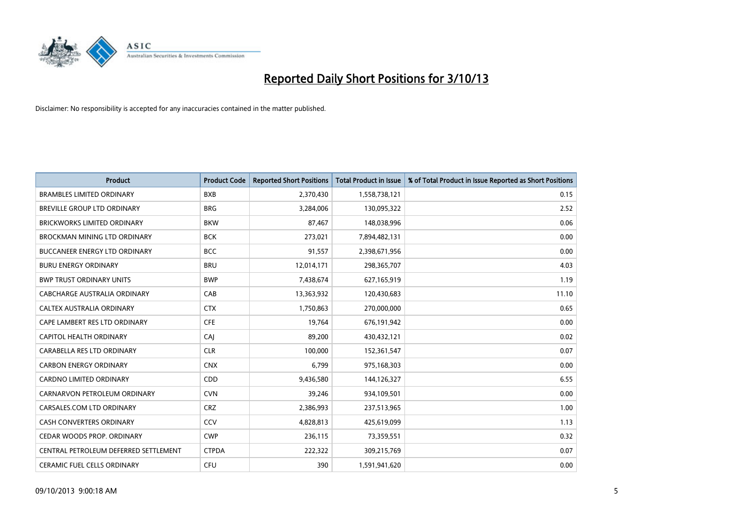# Reported Daily Short Positions for 3/10/13

Disclaimer: No responsibility is accepted for any inaccuracies contained in the matter published.

| Product | Product Code | Reported Short Positions | Total Product in Issue | % of Total Product in Issue Reported as Short Positions |
|---|---|---|---|---|
| BRAMBLES LIMITED ORDINARY | BXB | 2,370,430 | 1,558,738,121 | 0.15 |
| BREVILLE GROUP LTD ORDINARY | BRG | 3,284,006 | 130,095,322 | 2.52 |
| BRICKWORKS LIMITED ORDINARY | BKW | 87,467 | 148,038,996 | 0.06 |
| BROCKMAN MINING LTD ORDINARY | BCK | 273,021 | 7,894,482,131 | 0.00 |
| BUCCANEER ENERGY LTD ORDINARY | BCC | 91,557 | 2,398,671,956 | 0.00 |
| BURU ENERGY ORDINARY | BRU | 12,014,171 | 298,365,707 | 4.03 |
| BWP TRUST ORDINARY UNITS | BWP | 7,438,674 | 627,165,919 | 1.19 |
| CABCHARGE AUSTRALIA ORDINARY | CAB | 13,363,932 | 120,430,683 | 11.10 |
| CALTEX AUSTRALIA ORDINARY | CTX | 1,750,863 | 270,000,000 | 0.65 |
| CAPE LAMBERT RES LTD ORDINARY | CFE | 19,764 | 676,191,942 | 0.00 |
| CAPITOL HEALTH ORDINARY | CAJ | 89,200 | 430,432,121 | 0.02 |
| CARABELLA RES LTD ORDINARY | CLR | 100,000 | 152,361,547 | 0.07 |
| CARBON ENERGY ORDINARY | CNX | 6,799 | 975,168,303 | 0.00 |
| CARDNO LIMITED ORDINARY | CDD | 9,436,580 | 144,126,327 | 6.55 |
| CARNARVON PETROLEUM ORDINARY | CVN | 39,246 | 934,109,501 | 0.00 |
| CARSALES.COM LTD ORDINARY | CRZ | 2,386,993 | 237,513,965 | 1.00 |
| CASH CONVERTERS ORDINARY | CCV | 4,828,813 | 425,619,099 | 1.13 |
| CEDAR WOODS PROP. ORDINARY | CWP | 236,115 | 73,359,551 | 0.32 |
| CENTRAL PETROLEUM DEFERRED SETTLEMENT | CTPDA | 222,322 | 309,215,769 | 0.07 |
| CERAMIC FUEL CELLS ORDINARY | CFU | 390 | 1,591,941,620 | 0.00 |

09/10/2013 9:00:18 AM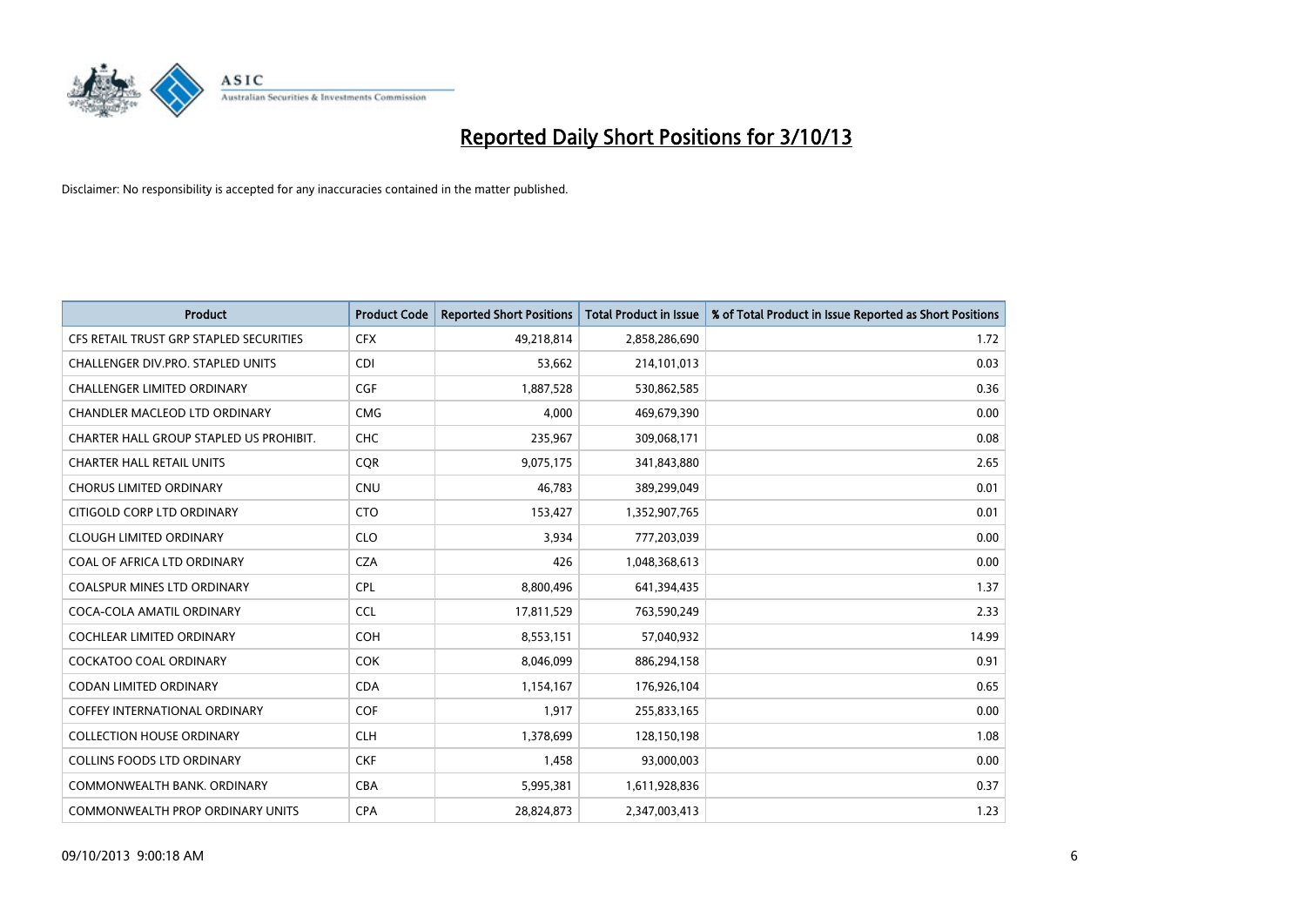# Reported Daily Short Positions for 3/10/13

Disclaimer: No responsibility is accepted for any inaccuracies contained in the matter published.

| Product | Product Code | Reported Short Positions | Total Product in Issue | % of Total Product in Issue Reported as Short Positions |
|---|---|---|---|---|
| CFS RETAIL TRUST GRP STAPLED SECURITIES | CFX | 49,218,814 | 2,858,286,690 | 1.72 |
| CHALLENGER DIV.PRO. STAPLED UNITS | CDI | 53,662 | 214,101,013 | 0.03 |
| CHALLENGER LIMITED ORDINARY | CGF | 1,887,528 | 530,862,585 | 0.36 |
| CHANDLER MACLEOD LTD ORDINARY | CMG | 4,000 | 469,679,390 | 0.00 |
| CHARTER HALL GROUP STAPLED US PROHIBIT. | CHC | 235,967 | 309,068,171 | 0.08 |
| CHARTER HALL RETAIL UNITS | CQR | 9,075,175 | 341,843,880 | 2.65 |
| CHORUS LIMITED ORDINARY | CNU | 46,783 | 389,299,049 | 0.01 |
| CITIGOLD CORP LTD ORDINARY | CTO | 153,427 | 1,352,907,765 | 0.01 |
| CLOUGH LIMITED ORDINARY | CLO | 3,934 | 777,203,039 | 0.00 |
| COAL OF AFRICA LTD ORDINARY | CZA | 426 | 1,048,368,613 | 0.00 |
| COALSPUR MINES LTD ORDINARY | CPL | 8,800,496 | 641,394,435 | 1.37 |
| COCA-COLA AMATIL ORDINARY | CCL | 17,811,529 | 763,590,249 | 2.33 |
| COCHLEAR LIMITED ORDINARY | COH | 8,553,151 | 57,040,932 | 14.99 |
| COCKATOO COAL ORDINARY | COK | 8,046,099 | 886,294,158 | 0.91 |
| CODAN LIMITED ORDINARY | CDA | 1,154,167 | 176,926,104 | 0.65 |
| COFFEY INTERNATIONAL ORDINARY | COF | 1,917 | 255,833,165 | 0.00 |
| COLLECTION HOUSE ORDINARY | CLH | 1,378,699 | 128,150,198 | 1.08 |
| COLLINS FOODS LTD ORDINARY | CKF | 1,458 | 93,000,003 | 0.00 |
| COMMONWEALTH BANK. ORDINARY | CBA | 5,995,381 | 1,611,928,836 | 0.37 |
| COMMONWEALTH PROP ORDINARY UNITS | CPA | 28,824,873 | 2,347,003,413 | 1.23 |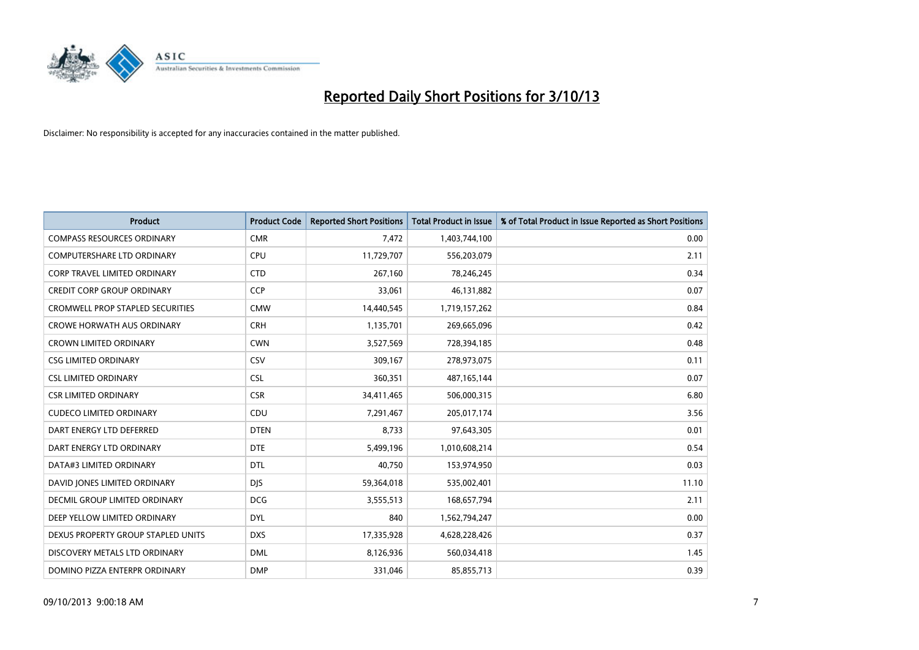# Reported Daily Short Positions for 3/10/13

Disclaimer: No responsibility is accepted for any inaccuracies contained in the matter published.

| Product | Product Code | Reported Short Positions | Total Product in Issue | % of Total Product in Issue Reported as Short Positions |
|---|---|---|---|---|
| COMPASS RESOURCES ORDINARY | CMR | 7,472 | 1,403,744,100 | 0.00 |
| COMPUTERSHARE LTD ORDINARY | CPU | 11,729,707 | 556,203,079 | 2.11 |
| CORP TRAVEL LIMITED ORDINARY | CTD | 267,160 | 78,246,245 | 0.34 |
| CREDIT CORP GROUP ORDINARY | CCP | 33,061 | 46,131,882 | 0.07 |
| CROMWELL PROP STAPLED SECURITIES | CMW | 14,440,545 | 1,719,157,262 | 0.84 |
| CROWE HORWATH AUS ORDINARY | CRH | 1,135,701 | 269,665,096 | 0.42 |
| CROWN LIMITED ORDINARY | CWN | 3,527,569 | 728,394,185 | 0.48 |
| CSG LIMITED ORDINARY | CSV | 309,167 | 278,973,075 | 0.11 |
| CSL LIMITED ORDINARY | CSL | 360,351 | 487,165,144 | 0.07 |
| CSR LIMITED ORDINARY | CSR | 34,411,465 | 506,000,315 | 6.80 |
| CUDECO LIMITED ORDINARY | CDU | 7,291,467 | 205,017,174 | 3.56 |
| DART ENERGY LTD DEFERRED | DTEN | 8,733 | 97,643,305 | 0.01 |
| DART ENERGY LTD ORDINARY | DTE | 5,499,196 | 1,010,608,214 | 0.54 |
| DATA#3 LIMITED ORDINARY | DTL | 40,750 | 153,974,950 | 0.03 |
| DAVID JONES LIMITED ORDINARY | DJS | 59,364,018 | 535,002,401 | 11.10 |
| DECMIL GROUP LIMITED ORDINARY | DCG | 3,555,513 | 168,657,794 | 2.11 |
| DEEP YELLOW LIMITED ORDINARY | DYL | 840 | 1,562,794,247 | 0.00 |
| DEXUS PROPERTY GROUP STAPLED UNITS | DXS | 17,335,928 | 4,628,228,426 | 0.37 |
| DISCOVERY METALS LTD ORDINARY | DML | 8,126,936 | 560,034,418 | 1.45 |
| DOMINO PIZZA ENTERPR ORDINARY | DMP | 331,046 | 85,855,713 | 0.39 |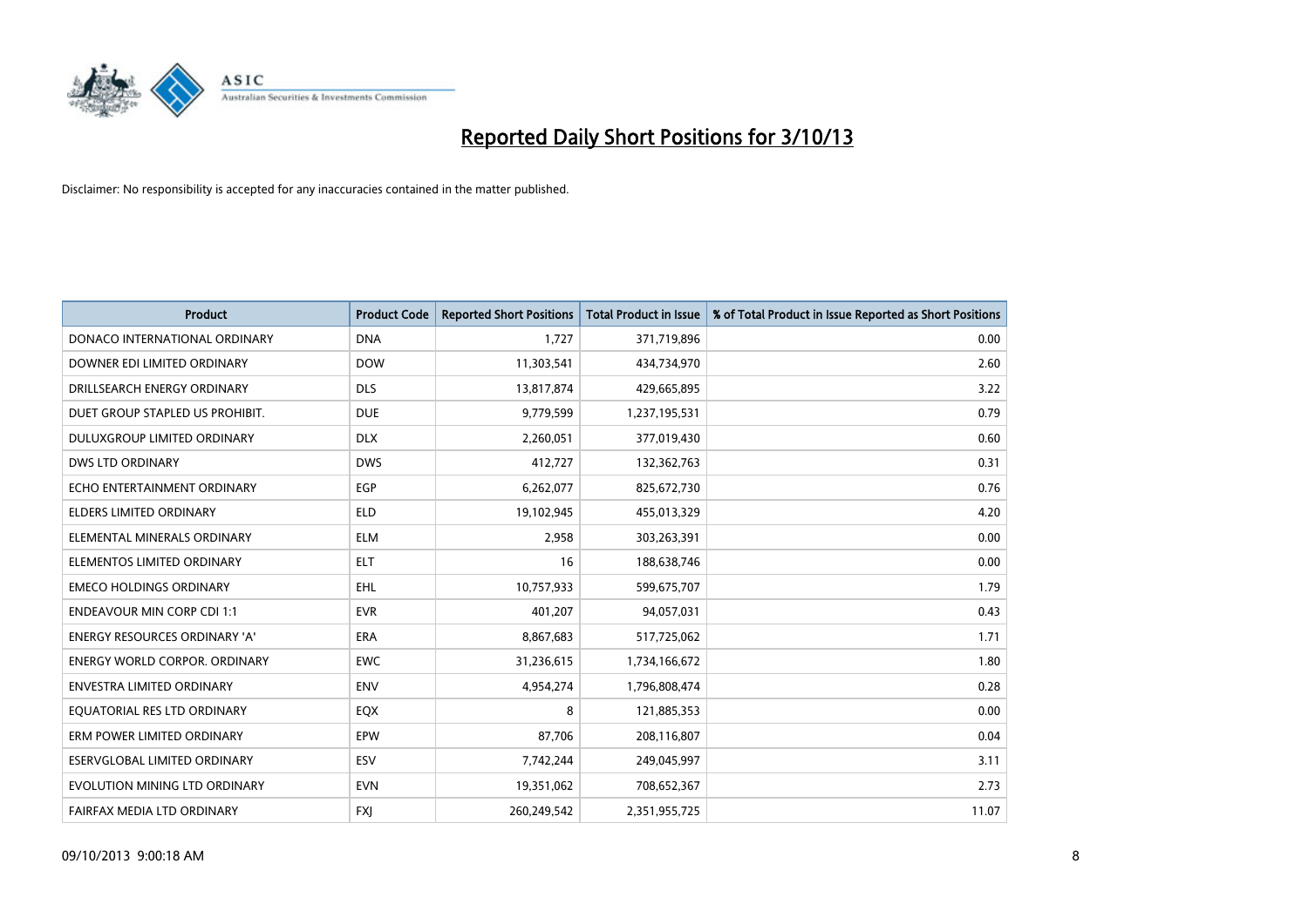# Reported Daily Short Positions for 3/10/13

Disclaimer: No responsibility is accepted for any inaccuracies contained in the matter published.

| Product | Product Code | Reported Short Positions | Total Product in Issue | % of Total Product in Issue Reported as Short Positions |
|---|---|---|---|---|
| DONACO INTERNATIONAL ORDINARY | DNA | 1,727 | 371,719,896 | 0.00 |
| DOWNER EDI LIMITED ORDINARY | DOW | 11,303,541 | 434,734,970 | 2.60 |
| DRILLSEARCH ENERGY ORDINARY | DLS | 13,817,874 | 429,665,895 | 3.22 |
| DUET GROUP STAPLED US PROHIBIT. | DUE | 9,779,599 | 1,237,195,531 | 0.79 |
| DULUXGROUP LIMITED ORDINARY | DLX | 2,260,051 | 377,019,430 | 0.60 |
| DWS LTD ORDINARY | DWS | 412,727 | 132,362,763 | 0.31 |
| ECHO ENTERTAINMENT ORDINARY | EGP | 6,262,077 | 825,672,730 | 0.76 |
| ELDERS LIMITED ORDINARY | ELD | 19,102,945 | 455,013,329 | 4.20 |
| ELEMENTAL MINERALS ORDINARY | ELM | 2,958 | 303,263,391 | 0.00 |
| ELEMENTOS LIMITED ORDINARY | ELT | 16 | 188,638,746 | 0.00 |
| EMECO HOLDINGS ORDINARY | EHL | 10,757,933 | 599,675,707 | 1.79 |
| ENDEAVOUR MIN CORP CDI 1:1 | EVR | 401,207 | 94,057,031 | 0.43 |
| ENERGY RESOURCES ORDINARY 'A' | ERA | 8,867,683 | 517,725,062 | 1.71 |
| ENERGY WORLD CORPOR. ORDINARY | EWC | 31,236,615 | 1,734,166,672 | 1.80 |
| ENVESTRA LIMITED ORDINARY | ENV | 4,954,274 | 1,796,808,474 | 0.28 |
| EQUATORIAL RES LTD ORDINARY | EQX | 8 | 121,885,353 | 0.00 |
| ERM POWER LIMITED ORDINARY | EPW | 87,706 | 208,116,807 | 0.04 |
| ESERVGLOBAL LIMITED ORDINARY | ESV | 7,742,244 | 249,045,997 | 3.11 |
| EVOLUTION MINING LTD ORDINARY | EVN | 19,351,062 | 708,652,367 | 2.73 |
| FAIRFAX MEDIA LTD ORDINARY | FXJ | 260,249,542 | 2,351,955,725 | 11.07 |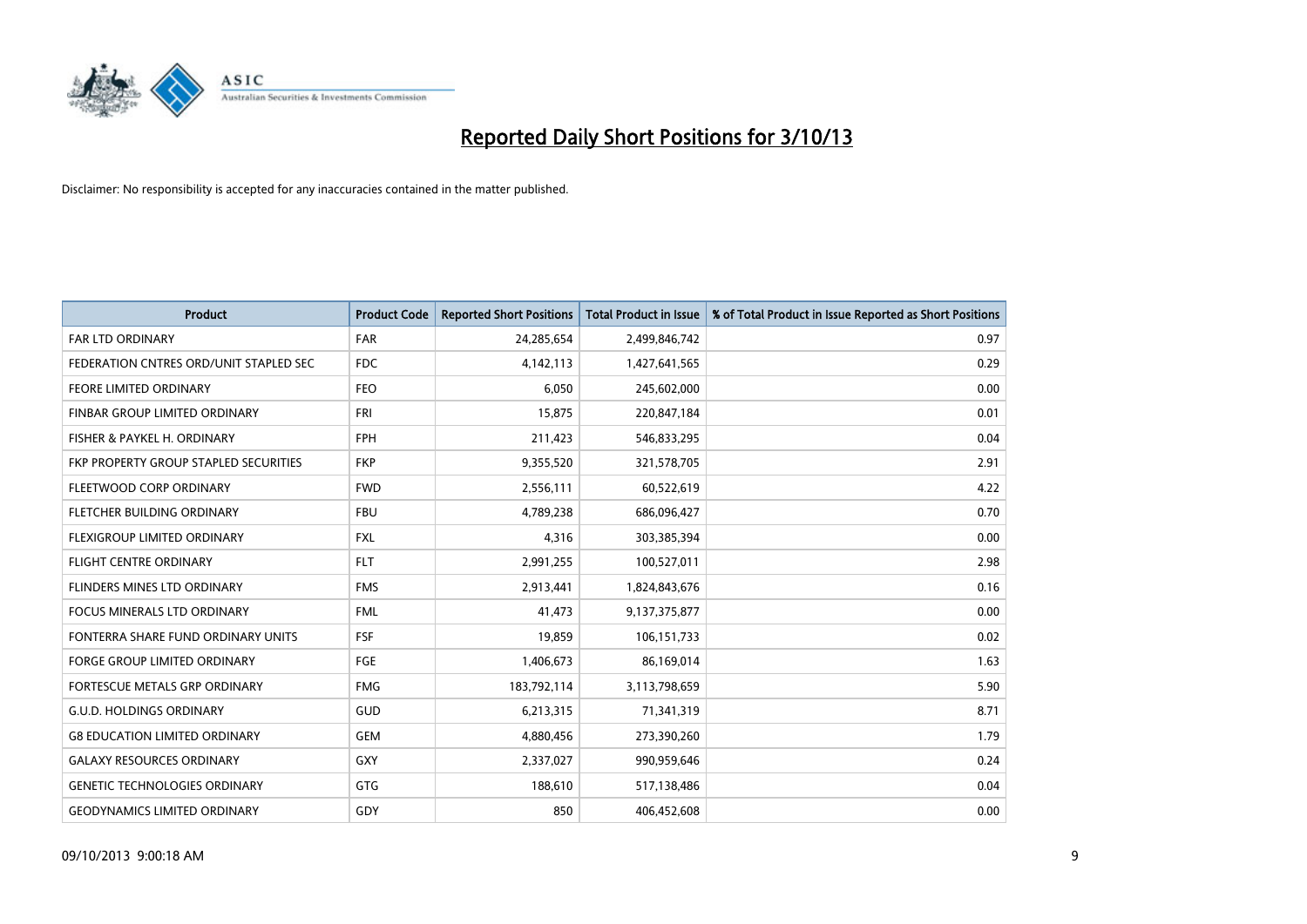# Reported Daily Short Positions for 3/10/13

Disclaimer: No responsibility is accepted for any inaccuracies contained in the matter published.

| Product | Product Code | Reported Short Positions | Total Product in Issue | % of Total Product in Issue Reported as Short Positions |
|---|---|---|---|---|
| FAR LTD ORDINARY | FAR | 24,285,654 | 2,499,846,742 | 0.97 |
| FEDERATION CNTRES ORD/UNIT STAPLED SEC | FDC | 4,142,113 | 1,427,641,565 | 0.29 |
| FEORE LIMITED ORDINARY | FEO | 6,050 | 245,602,000 | 0.00 |
| FINBAR GROUP LIMITED ORDINARY | FRI | 15,875 | 220,847,184 | 0.01 |
| FISHER & PAYKEL H. ORDINARY | FPH | 211,423 | 546,833,295 | 0.04 |
| FKP PROPERTY GROUP STAPLED SECURITIES | FKP | 9,355,520 | 321,578,705 | 2.91 |
| FLEETWOOD CORP ORDINARY | FWD | 2,556,111 | 60,522,619 | 4.22 |
| FLETCHER BUILDING ORDINARY | FBU | 4,789,238 | 686,096,427 | 0.70 |
| FLEXIGROUP LIMITED ORDINARY | FXL | 4,316 | 303,385,394 | 0.00 |
| FLIGHT CENTRE ORDINARY | FLT | 2,991,255 | 100,527,011 | 2.98 |
| FLINDERS MINES LTD ORDINARY | FMS | 2,913,441 | 1,824,843,676 | 0.16 |
| FOCUS MINERALS LTD ORDINARY | FML | 41,473 | 9,137,375,877 | 0.00 |
| FONTERRA SHARE FUND ORDINARY UNITS | FSF | 19,859 | 106,151,733 | 0.02 |
| FORGE GROUP LIMITED ORDINARY | FGE | 1,406,673 | 86,169,014 | 1.63 |
| FORTESCUE METALS GRP ORDINARY | FMG | 183,792,114 | 3,113,798,659 | 5.90 |
| G.U.D. HOLDINGS ORDINARY | GUD | 6,213,315 | 71,341,319 | 8.71 |
| G8 EDUCATION LIMITED ORDINARY | GEM | 4,880,456 | 273,390,260 | 1.79 |
| GALAXY RESOURCES ORDINARY | GXY | 2,337,027 | 990,959,646 | 0.24 |
| GENETIC TECHNOLOGIES ORDINARY | GTG | 188,610 | 517,138,486 | 0.04 |
| GEODYNAMICS LIMITED ORDINARY | GDY | 850 | 406,452,608 | 0.00 |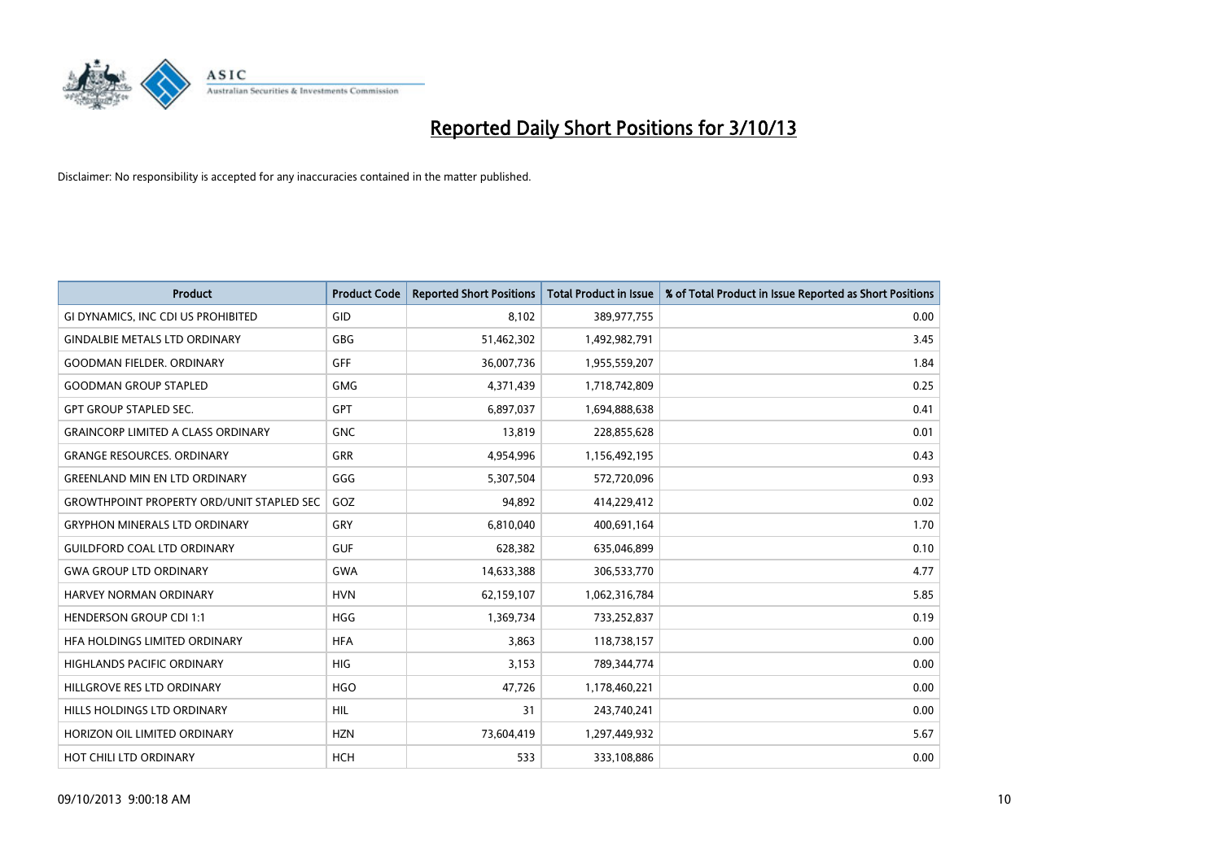# Reported Daily Short Positions for 3/10/13

Disclaimer: No responsibility is accepted for any inaccuracies contained in the matter published.

| Product | Product Code | Reported Short Positions | Total Product in Issue | % of Total Product in Issue Reported as Short Positions |
| --- | --- | --- | --- | --- |
| GI DYNAMICS, INC CDI US PROHIBITED | GID | 8,102 | 389,977,755 | 0.00 |
| GINDALBIE METALS LTD ORDINARY | GBG | 51,462,302 | 1,492,982,791 | 3.45 |
| GOODMAN FIELDER. ORDINARY | GFF | 36,007,736 | 1,955,559,207 | 1.84 |
| GOODMAN GROUP STAPLED | GMG | 4,371,439 | 1,718,742,809 | 0.25 |
| GPT GROUP STAPLED SEC. | GPT | 6,897,037 | 1,694,888,638 | 0.41 |
| GRAINCORP LIMITED A CLASS ORDINARY | GNC | 13,819 | 228,855,628 | 0.01 |
| GRANGE RESOURCES. ORDINARY | GRR | 4,954,996 | 1,156,492,195 | 0.43 |
| GREENLAND MIN EN LTD ORDINARY | GGG | 5,307,504 | 572,720,096 | 0.93 |
| GROWTHPOINT PROPERTY ORD/UNIT STAPLED SEC | GOZ | 94,892 | 414,229,412 | 0.02 |
| GRYPHON MINERALS LTD ORDINARY | GRY | 6,810,040 | 400,691,164 | 1.70 |
| GUILDFORD COAL LTD ORDINARY | GUF | 628,382 | 635,046,899 | 0.10 |
| GWA GROUP LTD ORDINARY | GWA | 14,633,388 | 306,533,770 | 4.77 |
| HARVEY NORMAN ORDINARY | HVN | 62,159,107 | 1,062,316,784 | 5.85 |
| HENDERSON GROUP CDI 1:1 | HGG | 1,369,734 | 733,252,837 | 0.19 |
| HFA HOLDINGS LIMITED ORDINARY | HFA | 3,863 | 118,738,157 | 0.00 |
| HIGHLANDS PACIFIC ORDINARY | HIG | 3,153 | 789,344,774 | 0.00 |
| HILLGROVE RES LTD ORDINARY | HGO | 47,726 | 1,178,460,221 | 0.00 |
| HILLS HOLDINGS LTD ORDINARY | HIL | 31 | 243,740,241 | 0.00 |
| HORIZON OIL LIMITED ORDINARY | HZN | 73,604,419 | 1,297,449,932 | 5.67 |
| HOT CHILI LTD ORDINARY | HCH | 533 | 333,108,886 | 0.00 |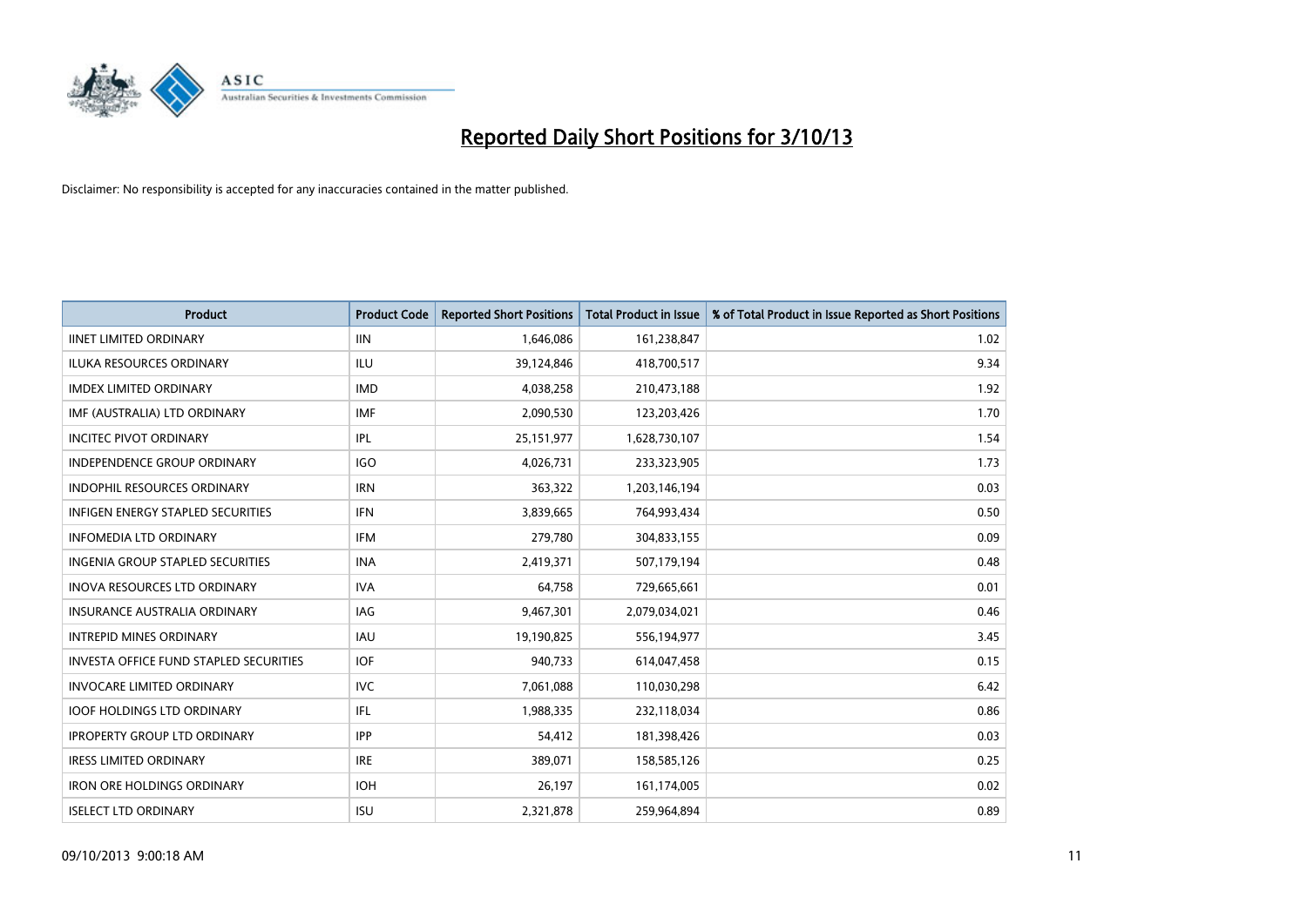# Reported Daily Short Positions for 3/10/13

Disclaimer: No responsibility is accepted for any inaccuracies contained in the matter published.

| Product | Product Code | Reported Short Positions | Total Product in Issue | % of Total Product in Issue Reported as Short Positions |
|---|---|---|---|---|
| IINET LIMITED ORDINARY | IIN | 1,646,086 | 161,238,847 | 1.02 |
| ILUKA RESOURCES ORDINARY | ILU | 39,124,846 | 418,700,517 | 9.34 |
| IMDEX LIMITED ORDINARY | IMD | 4,038,258 | 210,473,188 | 1.92 |
| IMF (AUSTRALIA) LTD ORDINARY | IMF | 2,090,530 | 123,203,426 | 1.70 |
| INCITEC PIVOT ORDINARY | IPL | 25,151,977 | 1,628,730,107 | 1.54 |
| INDEPENDENCE GROUP ORDINARY | IGO | 4,026,731 | 233,323,905 | 1.73 |
| INDOPHIL RESOURCES ORDINARY | IRN | 363,322 | 1,203,146,194 | 0.03 |
| INFIGEN ENERGY STAPLED SECURITIES | IFN | 3,839,665 | 764,993,434 | 0.50 |
| INFOMEDIA LTD ORDINARY | IFM | 279,780 | 304,833,155 | 0.09 |
| INGENIA GROUP STAPLED SECURITIES | INA | 2,419,371 | 507,179,194 | 0.48 |
| INOVA RESOURCES LTD ORDINARY | IVA | 64,758 | 729,665,661 | 0.01 |
| INSURANCE AUSTRALIA ORDINARY | IAG | 9,467,301 | 2,079,034,021 | 0.46 |
| INTREPID MINES ORDINARY | IAU | 19,190,825 | 556,194,977 | 3.45 |
| INVESTA OFFICE FUND STAPLED SECURITIES | IOF | 940,733 | 614,047,458 | 0.15 |
| INVOCARE LIMITED ORDINARY | IVC | 7,061,088 | 110,030,298 | 6.42 |
| IOOF HOLDINGS LTD ORDINARY | IFL | 1,988,335 | 232,118,034 | 0.86 |
| IPROPERTY GROUP LTD ORDINARY | IPP | 54,412 | 181,398,426 | 0.03 |
| IRESS LIMITED ORDINARY | IRE | 389,071 | 158,585,126 | 0.25 |
| IRON ORE HOLDINGS ORDINARY | IOH | 26,197 | 161,174,005 | 0.02 |
| ISELECT LTD ORDINARY | ISU | 2,321,878 | 259,964,894 | 0.89 |

09/10/2013 9:00:18 AM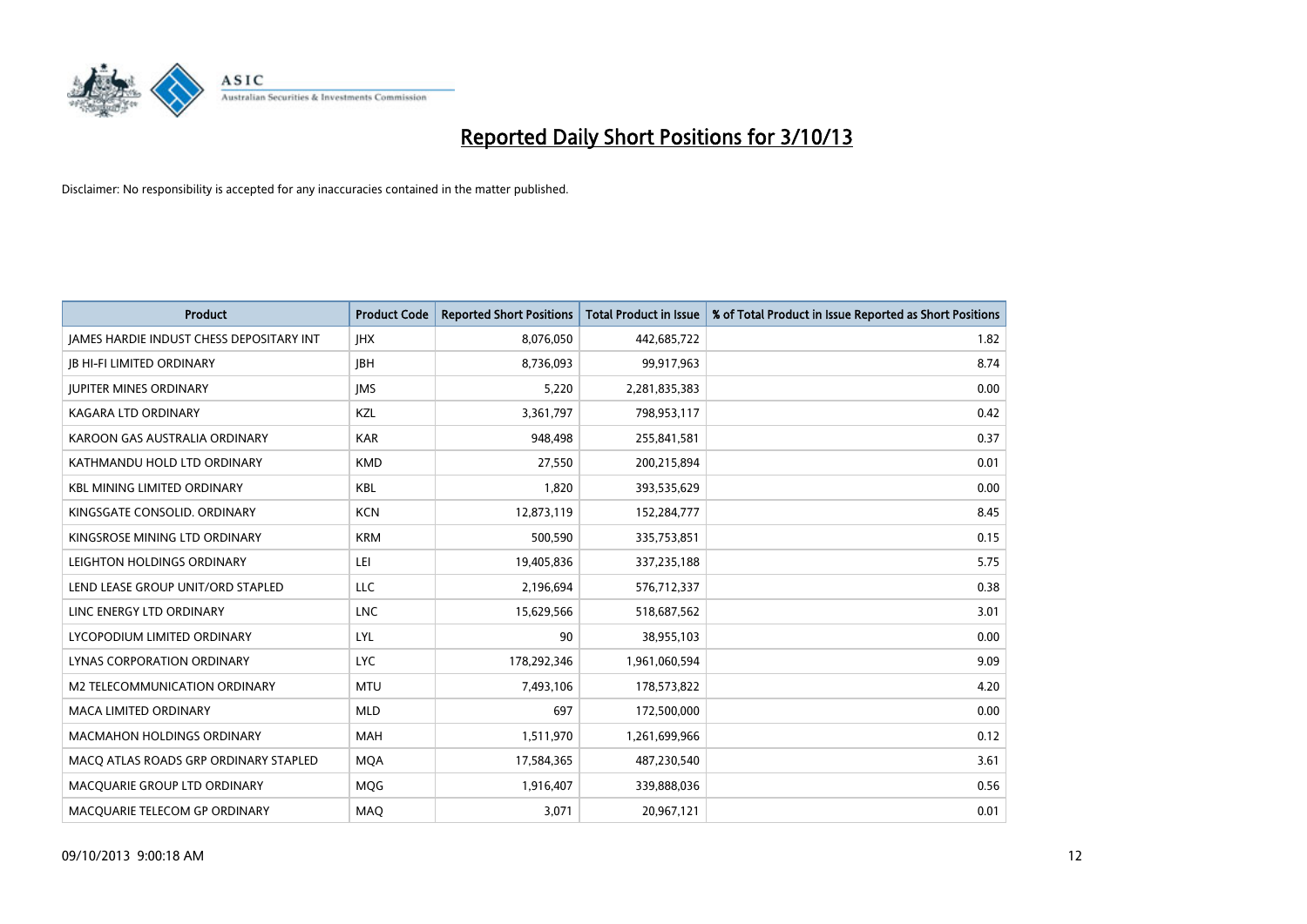# Reported Daily Short Positions for 3/10/13

Disclaimer: No responsibility is accepted for any inaccuracies contained in the matter published.

| Product | Product Code | Reported Short Positions | Total Product in Issue | % of Total Product in Issue Reported as Short Positions |
| --- | --- | --- | --- | --- |
| JAMES HARDIE INDUST CHESS DEPOSITARY INT | JHX | 8,076,050 | 442,685,722 | 1.82 |
| JB HI-FI LIMITED ORDINARY | JBH | 8,736,093 | 99,917,963 | 8.74 |
| JUPITER MINES ORDINARY | JMS | 5,220 | 2,281,835,383 | 0.00 |
| KAGARA LTD ORDINARY | KZL | 3,361,797 | 798,953,117 | 0.42 |
| KAROON GAS AUSTRALIA ORDINARY | KAR | 948,498 | 255,841,581 | 0.37 |
| KATHMANDU HOLD LTD ORDINARY | KMD | 27,550 | 200,215,894 | 0.01 |
| KBL MINING LIMITED ORDINARY | KBL | 1,820 | 393,535,629 | 0.00 |
| KINGSGATE CONSOLID. ORDINARY | KCN | 12,873,119 | 152,284,777 | 8.45 |
| KINGSROSE MINING LTD ORDINARY | KRM | 500,590 | 335,753,851 | 0.15 |
| LEIGHTON HOLDINGS ORDINARY | LEI | 19,405,836 | 337,235,188 | 5.75 |
| LEND LEASE GROUP UNIT/ORD STAPLED | LLC | 2,196,694 | 576,712,337 | 0.38 |
| LINC ENERGY LTD ORDINARY | LNC | 15,629,566 | 518,687,562 | 3.01 |
| LYCOPODIUM LIMITED ORDINARY | LYL | 90 | 38,955,103 | 0.00 |
| LYNAS CORPORATION ORDINARY | LYC | 178,292,346 | 1,961,060,594 | 9.09 |
| M2 TELECOMMUNICATION ORDINARY | MTU | 7,493,106 | 178,573,822 | 4.20 |
| MACA LIMITED ORDINARY | MLD | 697 | 172,500,000 | 0.00 |
| MACMAHON HOLDINGS ORDINARY | MAH | 1,511,970 | 1,261,699,966 | 0.12 |
| MACQ ATLAS ROADS GRP ORDINARY STAPLED | MQA | 17,584,365 | 487,230,540 | 3.61 |
| MACQUARIE GROUP LTD ORDINARY | MQG | 1,916,407 | 339,888,036 | 0.56 |
| MACQUARIE TELECOM GP ORDINARY | MAQ | 3,071 | 20,967,121 | 0.01 |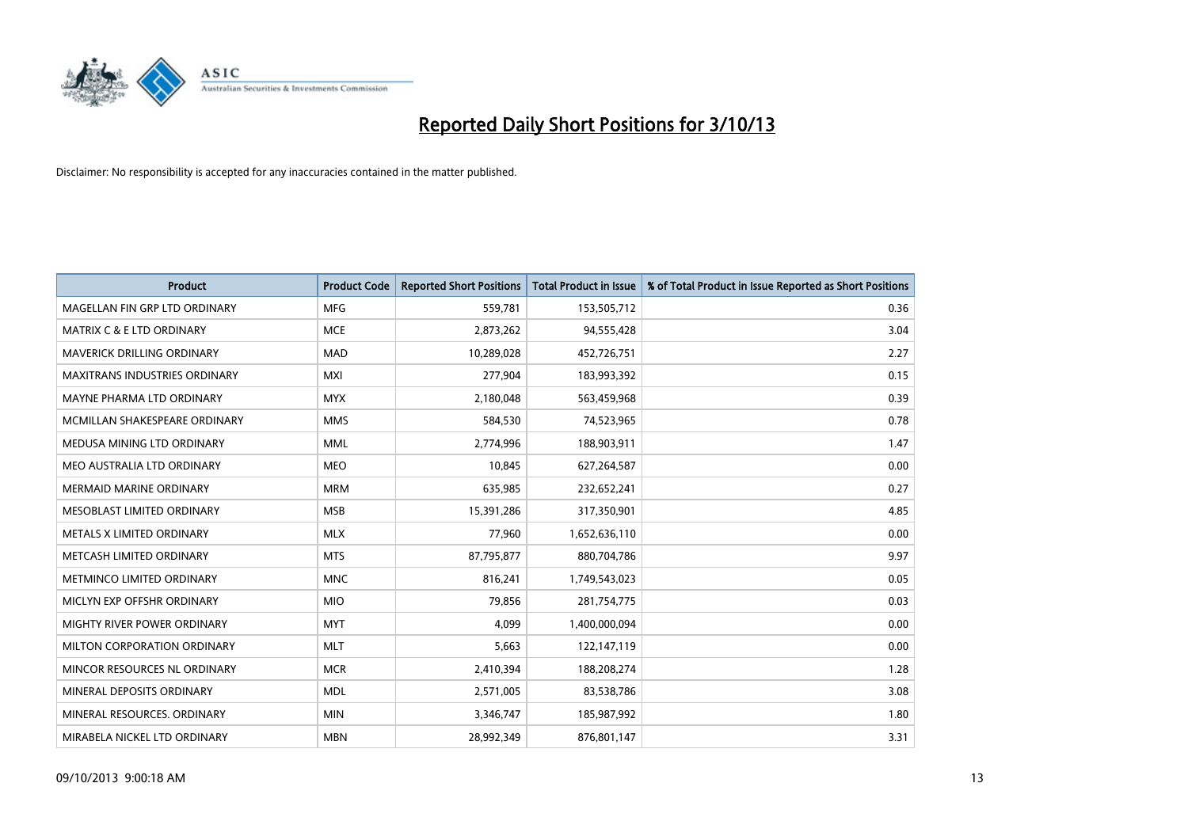# Reported Daily Short Positions for 3/10/13

Disclaimer: No responsibility is accepted for any inaccuracies contained in the matter published.

| Product | Product Code | Reported Short Positions | Total Product in Issue | % of Total Product in Issue Reported as Short Positions |
|---|---|---|---|---|
| MAGELLAN FIN GRP LTD ORDINARY | MFG | 559,781 | 153,505,712 | 0.36 |
| MATRIX C & E LTD ORDINARY | MCE | 2,873,262 | 94,555,428 | 3.04 |
| MAVERICK DRILLING ORDINARY | MAD | 10,289,028 | 452,726,751 | 2.27 |
| MAXITRANS INDUSTRIES ORDINARY | MXI | 277,904 | 183,993,392 | 0.15 |
| MAYNE PHARMA LTD ORDINARY | MYX | 2,180,048 | 563,459,968 | 0.39 |
| MCMILLAN SHAKESPEARE ORDINARY | MMS | 584,530 | 74,523,965 | 0.78 |
| MEDUSA MINING LTD ORDINARY | MML | 2,774,996 | 188,903,911 | 1.47 |
| MEO AUSTRALIA LTD ORDINARY | MEO | 10,845 | 627,264,587 | 0.00 |
| MERMAID MARINE ORDINARY | MRM | 635,985 | 232,652,241 | 0.27 |
| MESOBLAST LIMITED ORDINARY | MSB | 15,391,286 | 317,350,901 | 4.85 |
| METALS X LIMITED ORDINARY | MLX | 77,960 | 1,652,636,110 | 0.00 |
| METCASH LIMITED ORDINARY | MTS | 87,795,877 | 880,704,786 | 9.97 |
| METMINCO LIMITED ORDINARY | MNC | 816,241 | 1,749,543,023 | 0.05 |
| MICLYN EXP OFFSHR ORDINARY | MIO | 79,856 | 281,754,775 | 0.03 |
| MIGHTY RIVER POWER ORDINARY | MYT | 4,099 | 1,400,000,094 | 0.00 |
| MILTON CORPORATION ORDINARY | MLT | 5,663 | 122,147,119 | 0.00 |
| MINCOR RESOURCES NL ORDINARY | MCR | 2,410,394 | 188,208,274 | 1.28 |
| MINERAL DEPOSITS ORDINARY | MDL | 2,571,005 | 83,538,786 | 3.08 |
| MINERAL RESOURCES. ORDINARY | MIN | 3,346,747 | 185,987,992 | 1.80 |
| MIRABELA NICKEL LTD ORDINARY | MBN | 28,992,349 | 876,801,147 | 3.31 |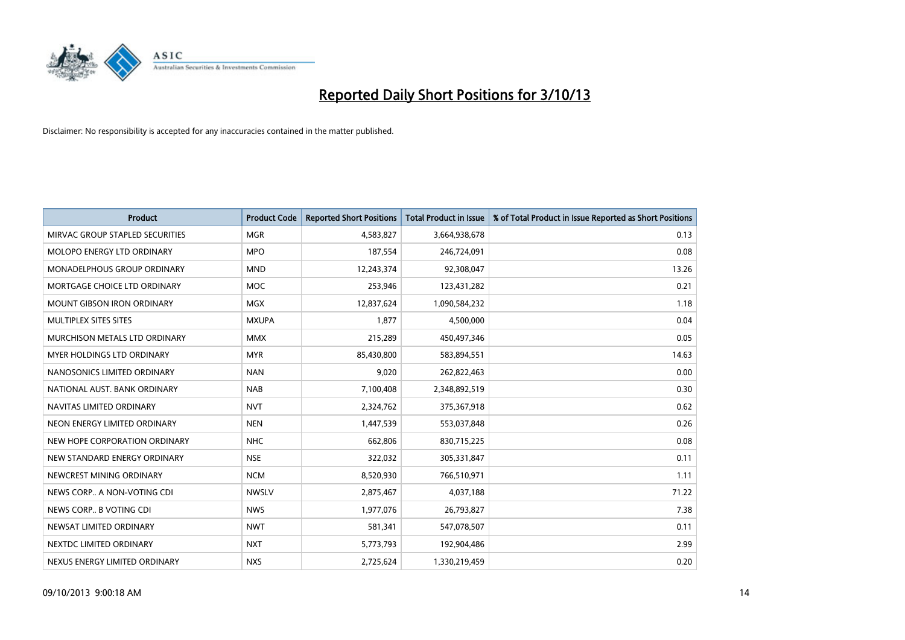# Reported Daily Short Positions for 3/10/13

Disclaimer: No responsibility is accepted for any inaccuracies contained in the matter published.

| Product | Product Code | Reported Short Positions | Total Product in Issue | % of Total Product in Issue Reported as Short Positions |
|---|---|---|---|---|
| MIRVAC GROUP STAPLED SECURITIES | MGR | 4,583,827 | 3,664,938,678 | 0.13 |
| MOLOPO ENERGY LTD ORDINARY | MPO | 187,554 | 246,724,091 | 0.08 |
| MONADELPHOUS GROUP ORDINARY | MND | 12,243,374 | 92,308,047 | 13.26 |
| MORTGAGE CHOICE LTD ORDINARY | MOC | 253,946 | 123,431,282 | 0.21 |
| MOUNT GIBSON IRON ORDINARY | MGX | 12,837,624 | 1,090,584,232 | 1.18 |
| MULTIPLEX SITES SITES | MXUPA | 1,877 | 4,500,000 | 0.04 |
| MURCHISON METALS LTD ORDINARY | MMX | 215,289 | 450,497,346 | 0.05 |
| MYER HOLDINGS LTD ORDINARY | MYR | 85,430,800 | 583,894,551 | 14.63 |
| NANOSONICS LIMITED ORDINARY | NAN | 9,020 | 262,822,463 | 0.00 |
| NATIONAL AUST. BANK ORDINARY | NAB | 7,100,408 | 2,348,892,519 | 0.30 |
| NAVITAS LIMITED ORDINARY | NVT | 2,324,762 | 375,367,918 | 0.62 |
| NEON ENERGY LIMITED ORDINARY | NEN | 1,447,539 | 553,037,848 | 0.26 |
| NEW HOPE CORPORATION ORDINARY | NHC | 662,806 | 830,715,225 | 0.08 |
| NEW STANDARD ENERGY ORDINARY | NSE | 322,032 | 305,331,847 | 0.11 |
| NEWCREST MINING ORDINARY | NCM | 8,520,930 | 766,510,971 | 1.11 |
| NEWS CORP.. A NON-VOTING CDI | NWSLV | 2,875,467 | 4,037,188 | 71.22 |
| NEWS CORP.. B VOTING CDI | NWS | 1,977,076 | 26,793,827 | 7.38 |
| NEWSAT LIMITED ORDINARY | NWT | 581,341 | 547,078,507 | 0.11 |
| NEXTDC LIMITED ORDINARY | NXT | 5,773,793 | 192,904,486 | 2.99 |
| NEXUS ENERGY LIMITED ORDINARY | NXS | 2,725,624 | 1,330,219,459 | 0.20 |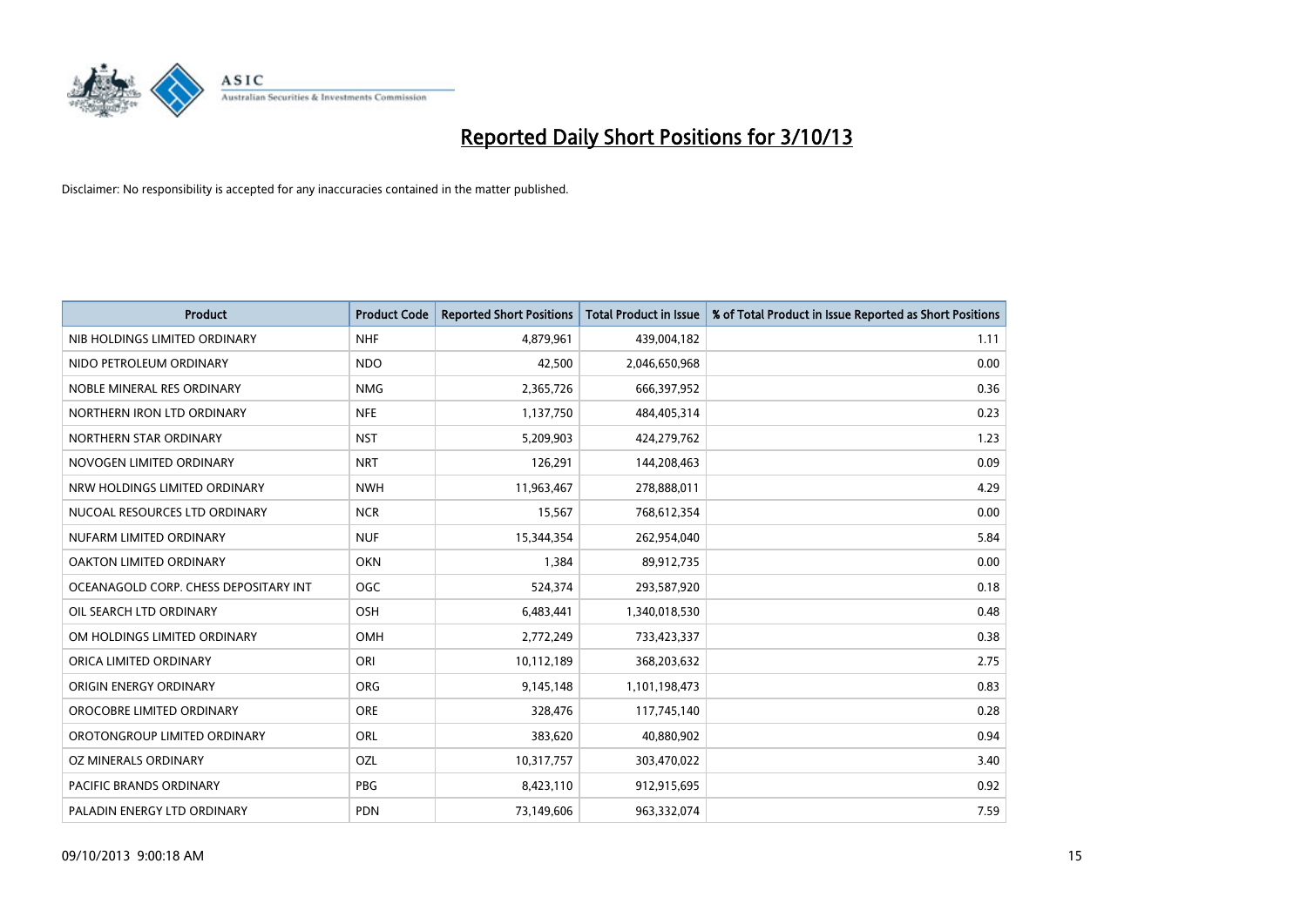# Reported Daily Short Positions for 3/10/13

Disclaimer: No responsibility is accepted for any inaccuracies contained in the matter published.

| Product | Product Code | Reported Short Positions | Total Product in Issue | % of Total Product in Issue Reported as Short Positions |
|---|---|---|---|---|
| NIB HOLDINGS LIMITED ORDINARY | NHF | 4,879,961 | 439,004,182 | 1.11 |
| NIDO PETROLEUM ORDINARY | NDO | 42,500 | 2,046,650,968 | 0.00 |
| NOBLE MINERAL RES ORDINARY | NMG | 2,365,726 | 666,397,952 | 0.36 |
| NORTHERN IRON LTD ORDINARY | NFE | 1,137,750 | 484,405,314 | 0.23 |
| NORTHERN STAR ORDINARY | NST | 5,209,903 | 424,279,762 | 1.23 |
| NOVOGEN LIMITED ORDINARY | NRT | 126,291 | 144,208,463 | 0.09 |
| NRW HOLDINGS LIMITED ORDINARY | NWH | 11,963,467 | 278,888,011 | 4.29 |
| NUCOAL RESOURCES LTD ORDINARY | NCR | 15,567 | 768,612,354 | 0.00 |
| NUFARM LIMITED ORDINARY | NUF | 15,344,354 | 262,954,040 | 5.84 |
| OAKTON LIMITED ORDINARY | OKN | 1,384 | 89,912,735 | 0.00 |
| OCEANAGOLD CORP. CHESS DEPOSITARY INT | OGC | 524,374 | 293,587,920 | 0.18 |
| OIL SEARCH LTD ORDINARY | OSH | 6,483,441 | 1,340,018,530 | 0.48 |
| OM HOLDINGS LIMITED ORDINARY | OMH | 2,772,249 | 733,423,337 | 0.38 |
| ORICA LIMITED ORDINARY | ORI | 10,112,189 | 368,203,632 | 2.75 |
| ORIGIN ENERGY ORDINARY | ORG | 9,145,148 | 1,101,198,473 | 0.83 |
| OROCOBRE LIMITED ORDINARY | ORE | 328,476 | 117,745,140 | 0.28 |
| OROTONGROUP LIMITED ORDINARY | ORL | 383,620 | 40,880,902 | 0.94 |
| OZ MINERALS ORDINARY | OZL | 10,317,757 | 303,470,022 | 3.40 |
| PACIFIC BRANDS ORDINARY | PBG | 8,423,110 | 912,915,695 | 0.92 |
| PALADIN ENERGY LTD ORDINARY | PDN | 73,149,606 | 963,332,074 | 7.59 |

09/10/2013 9:00:18 AM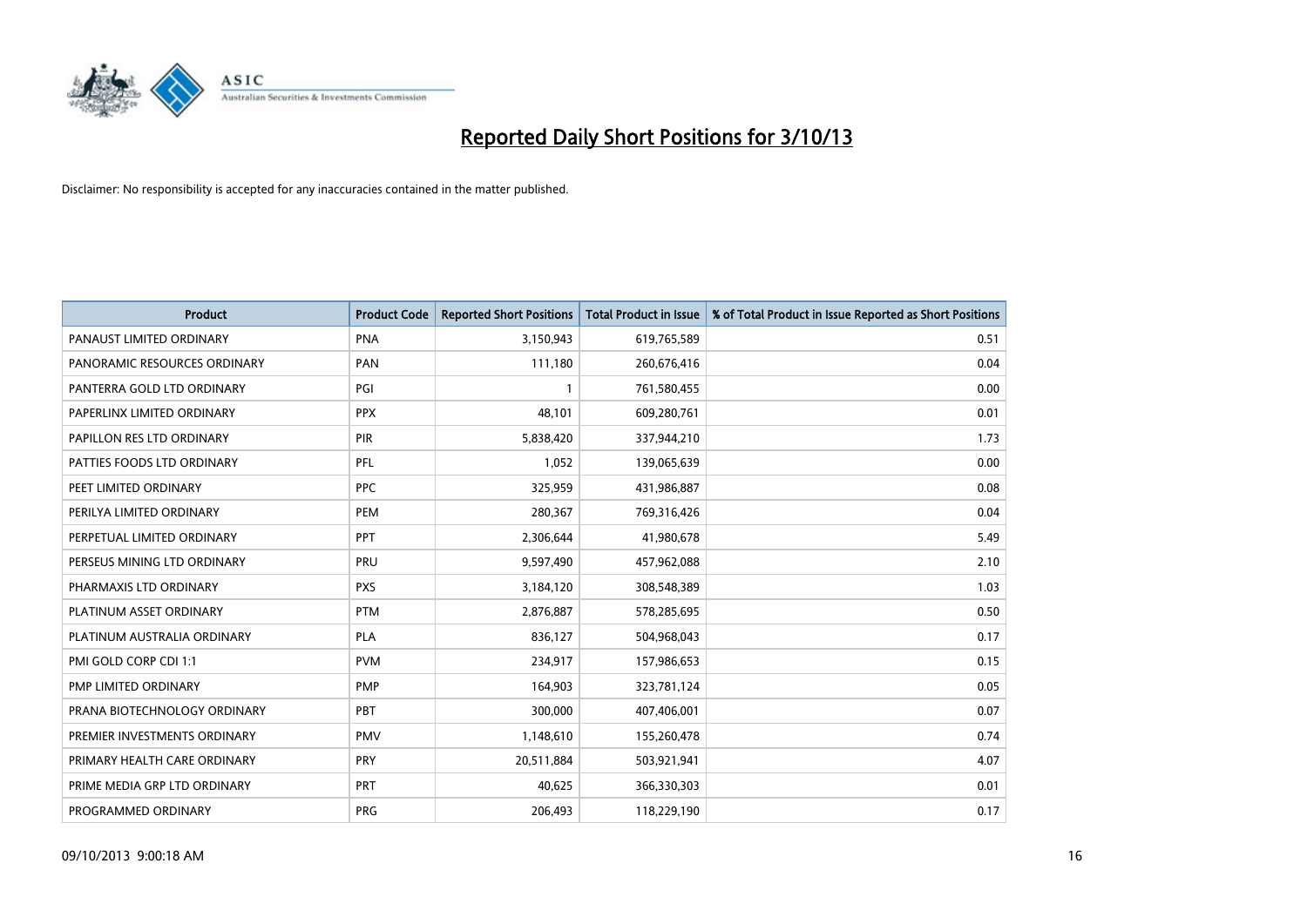# Reported Daily Short Positions for 3/10/13

Disclaimer: No responsibility is accepted for any inaccuracies contained in the matter published.

| Product | Product Code | Reported Short Positions | Total Product in Issue | % of Total Product in Issue Reported as Short Positions |
|---|---|---|---|---|
| PANAUST LIMITED ORDINARY | PNA | 3,150,943 | 619,765,589 | 0.51 |
| PANORAMIC RESOURCES ORDINARY | PAN | 111,180 | 260,676,416 | 0.04 |
| PANTERRA GOLD LTD ORDINARY | PGI | 1 | 761,580,455 | 0.00 |
| PAPERLINX LIMITED ORDINARY | PPX | 48,101 | 609,280,761 | 0.01 |
| PAPILLON RES LTD ORDINARY | PIR | 5,838,420 | 337,944,210 | 1.73 |
| PATTIES FOODS LTD ORDINARY | PFL | 1,052 | 139,065,639 | 0.00 |
| PEET LIMITED ORDINARY | PPC | 325,959 | 431,986,887 | 0.08 |
| PERILYA LIMITED ORDINARY | PEM | 280,367 | 769,316,426 | 0.04 |
| PERPETUAL LIMITED ORDINARY | PPT | 2,306,644 | 41,980,678 | 5.49 |
| PERSEUS MINING LTD ORDINARY | PRU | 9,597,490 | 457,962,088 | 2.10 |
| PHARMAXIS LTD ORDINARY | PXS | 3,184,120 | 308,548,389 | 1.03 |
| PLATINUM ASSET ORDINARY | PTM | 2,876,887 | 578,285,695 | 0.50 |
| PLATINUM AUSTRALIA ORDINARY | PLA | 836,127 | 504,968,043 | 0.17 |
| PMI GOLD CORP CDI 1:1 | PVM | 234,917 | 157,986,653 | 0.15 |
| PMP LIMITED ORDINARY | PMP | 164,903 | 323,781,124 | 0.05 |
| PRANA BIOTECHNOLOGY ORDINARY | PBT | 300,000 | 407,406,001 | 0.07 |
| PREMIER INVESTMENTS ORDINARY | PMV | 1,148,610 | 155,260,478 | 0.74 |
| PRIMARY HEALTH CARE ORDINARY | PRY | 20,511,884 | 503,921,941 | 4.07 |
| PRIME MEDIA GRP LTD ORDINARY | PRT | 40,625 | 366,330,303 | 0.01 |
| PROGRAMMED ORDINARY | PRG | 206,493 | 118,229,190 | 0.17 |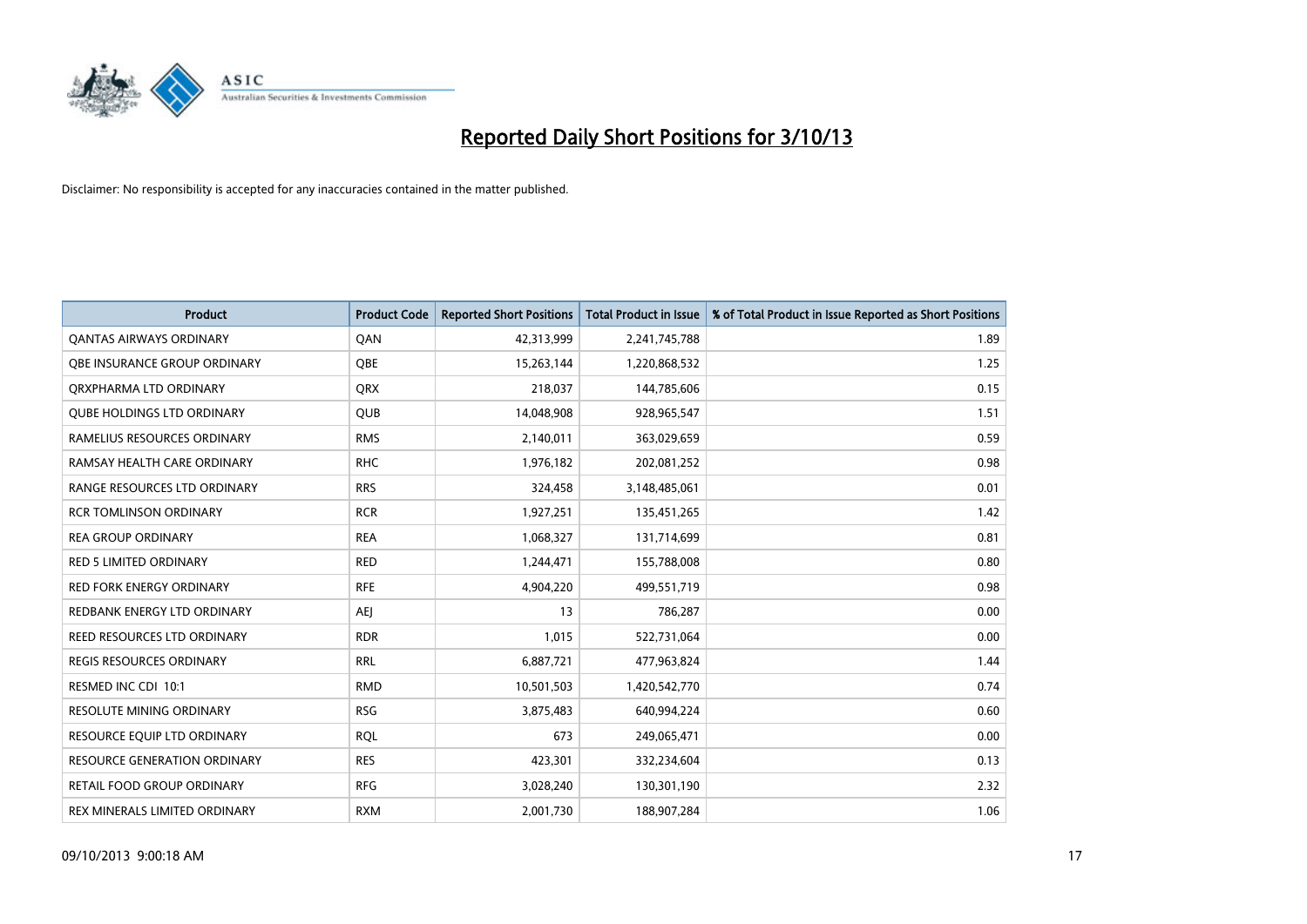# Reported Daily Short Positions for 3/10/13

Disclaimer: No responsibility is accepted for any inaccuracies contained in the matter published.

| Product | Product Code | Reported Short Positions | Total Product in Issue | % of Total Product in Issue Reported as Short Positions |
|---|---|---|---|---|
| QANTAS AIRWAYS ORDINARY | QAN | 42,313,999 | 2,241,745,788 | 1.89 |
| QBE INSURANCE GROUP ORDINARY | QBE | 15,263,144 | 1,220,868,532 | 1.25 |
| QRXPHARMA LTD ORDINARY | QRX | 218,037 | 144,785,606 | 0.15 |
| QUBE HOLDINGS LTD ORDINARY | QUB | 14,048,908 | 928,965,547 | 1.51 |
| RAMELIUS RESOURCES ORDINARY | RMS | 2,140,011 | 363,029,659 | 0.59 |
| RAMSAY HEALTH CARE ORDINARY | RHC | 1,976,182 | 202,081,252 | 0.98 |
| RANGE RESOURCES LTD ORDINARY | RRS | 324,458 | 3,148,485,061 | 0.01 |
| RCR TOMLINSON ORDINARY | RCR | 1,927,251 | 135,451,265 | 1.42 |
| REA GROUP ORDINARY | REA | 1,068,327 | 131,714,699 | 0.81 |
| RED 5 LIMITED ORDINARY | RED | 1,244,471 | 155,788,008 | 0.80 |
| RED FORK ENERGY ORDINARY | RFE | 4,904,220 | 499,551,719 | 0.98 |
| REDBANK ENERGY LTD ORDINARY | AEJ | 13 | 786,287 | 0.00 |
| REED RESOURCES LTD ORDINARY | RDR | 1,015 | 522,731,064 | 0.00 |
| REGIS RESOURCES ORDINARY | RRL | 6,887,721 | 477,963,824 | 1.44 |
| RESMED INC CDI 10:1 | RMD | 10,501,503 | 1,420,542,770 | 0.74 |
| RESOLUTE MINING ORDINARY | RSG | 3,875,483 | 640,994,224 | 0.60 |
| RESOURCE EQUIP LTD ORDINARY | RQL | 673 | 249,065,471 | 0.00 |
| RESOURCE GENERATION ORDINARY | RES | 423,301 | 332,234,604 | 0.13 |
| RETAIL FOOD GROUP ORDINARY | RFG | 3,028,240 | 130,301,190 | 2.32 |
| REX MINERALS LIMITED ORDINARY | RXM | 2,001,730 | 188,907,284 | 1.06 |

09/10/2013 9:00:18 AM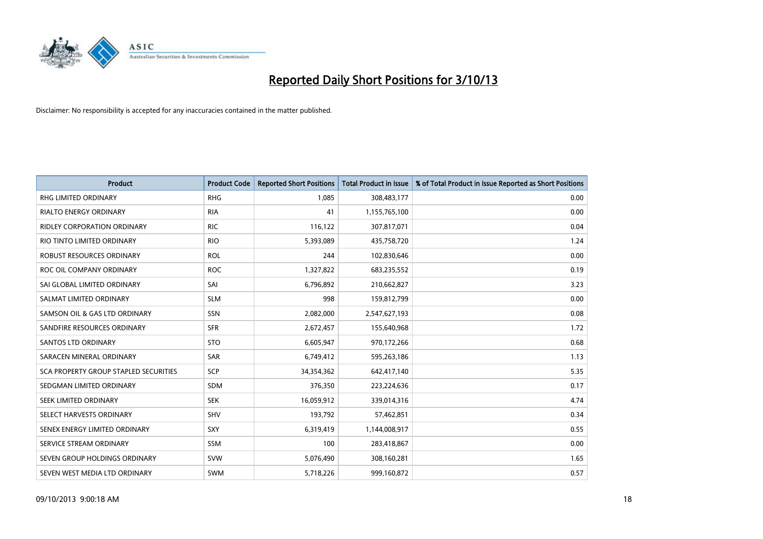# Reported Daily Short Positions for 3/10/13

Disclaimer: No responsibility is accepted for any inaccuracies contained in the matter published.

| Product | Product Code | Reported Short Positions | Total Product in Issue | % of Total Product in Issue Reported as Short Positions |
|---|---|---|---|---|
| RHG LIMITED ORDINARY | RHG | 1,085 | 308,483,177 | 0.00 |
| RIALTO ENERGY ORDINARY | RIA | 41 | 1,155,765,100 | 0.00 |
| RIDLEY CORPORATION ORDINARY | RIC | 116,122 | 307,817,071 | 0.04 |
| RIO TINTO LIMITED ORDINARY | RIO | 5,393,089 | 435,758,720 | 1.24 |
| ROBUST RESOURCES ORDINARY | ROL | 244 | 102,830,646 | 0.00 |
| ROC OIL COMPANY ORDINARY | ROC | 1,327,822 | 683,235,552 | 0.19 |
| SAI GLOBAL LIMITED ORDINARY | SAI | 6,796,892 | 210,662,827 | 3.23 |
| SALMAT LIMITED ORDINARY | SLM | 998 | 159,812,799 | 0.00 |
| SAMSON OIL & GAS LTD ORDINARY | SSN | 2,082,000 | 2,547,627,193 | 0.08 |
| SANDFIRE RESOURCES ORDINARY | SFR | 2,672,457 | 155,640,968 | 1.72 |
| SANTOS LTD ORDINARY | STO | 6,605,947 | 970,172,266 | 0.68 |
| SARACEN MINERAL ORDINARY | SAR | 6,749,412 | 595,263,186 | 1.13 |
| SCA PROPERTY GROUP STAPLED SECURITIES | SCP | 34,354,362 | 642,417,140 | 5.35 |
| SEDGMAN LIMITED ORDINARY | SDM | 376,350 | 223,224,636 | 0.17 |
| SEEK LIMITED ORDINARY | SEK | 16,059,912 | 339,014,316 | 4.74 |
| SELECT HARVESTS ORDINARY | SHV | 193,792 | 57,462,851 | 0.34 |
| SENEX ENERGY LIMITED ORDINARY | SXY | 6,319,419 | 1,144,008,917 | 0.55 |
| SERVICE STREAM ORDINARY | SSM | 100 | 283,418,867 | 0.00 |
| SEVEN GROUP HOLDINGS ORDINARY | SVW | 5,076,490 | 308,160,281 | 1.65 |
| SEVEN WEST MEDIA LTD ORDINARY | SWM | 5,718,226 | 999,160,872 | 0.57 |

09/10/2013 9:00:18 AM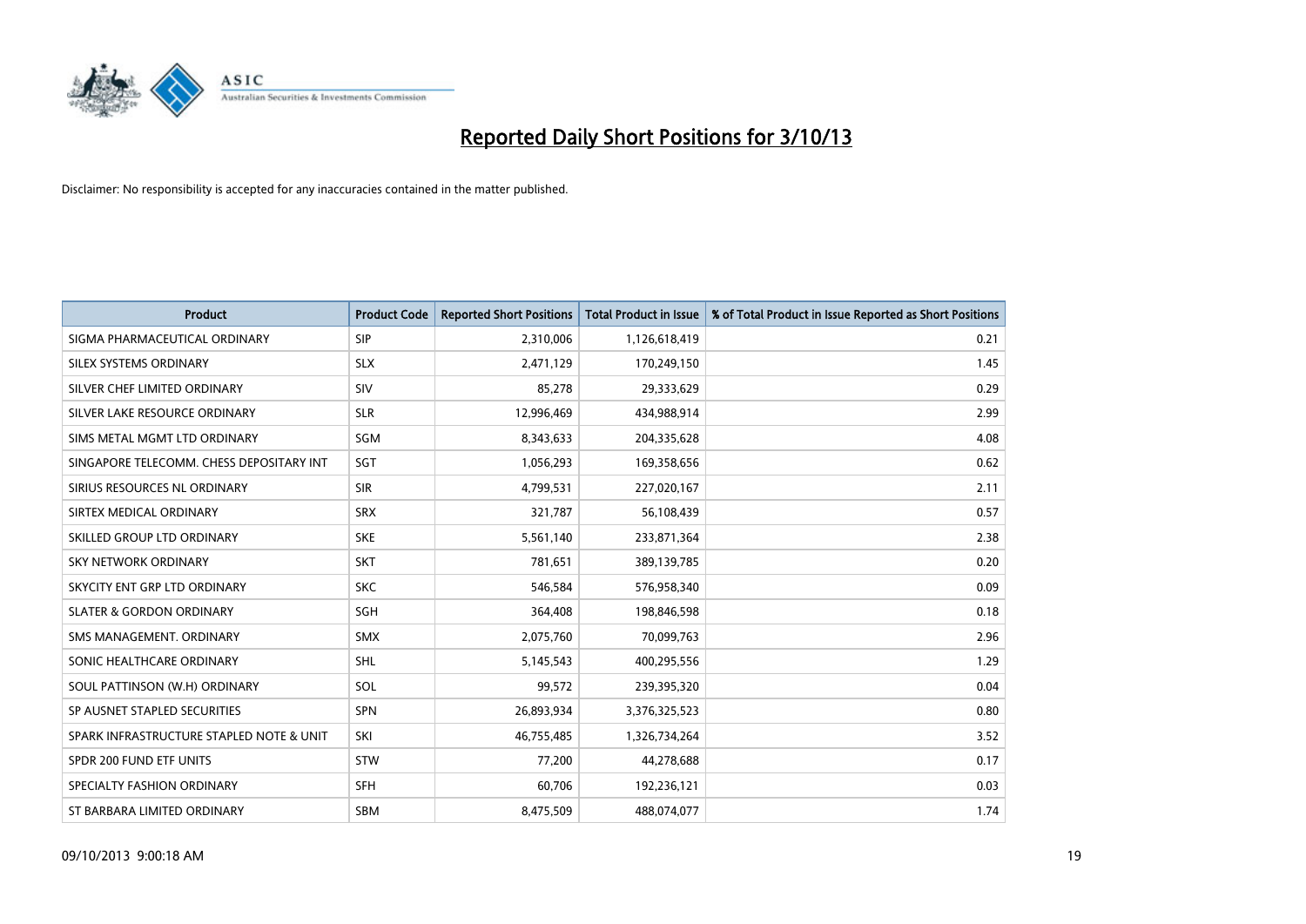# Reported Daily Short Positions for 3/10/13

Disclaimer: No responsibility is accepted for any inaccuracies contained in the matter published.

| Product | Product Code | Reported Short Positions | Total Product in Issue | % of Total Product in Issue Reported as Short Positions |
|---|---|---|---|---|
| SIGMA PHARMACEUTICAL ORDINARY | SIP | 2,310,006 | 1,126,618,419 | 0.21 |
| SILEX SYSTEMS ORDINARY | SLX | 2,471,129 | 170,249,150 | 1.45 |
| SILVER CHEF LIMITED ORDINARY | SIV | 85,278 | 29,333,629 | 0.29 |
| SILVER LAKE RESOURCE ORDINARY | SLR | 12,996,469 | 434,988,914 | 2.99 |
| SIMS METAL MGMT LTD ORDINARY | SGM | 8,343,633 | 204,335,628 | 4.08 |
| SINGAPORE TELECOMM. CHESS DEPOSITARY INT | SGT | 1,056,293 | 169,358,656 | 0.62 |
| SIRIUS RESOURCES NL ORDINARY | SIR | 4,799,531 | 227,020,167 | 2.11 |
| SIRTEX MEDICAL ORDINARY | SRX | 321,787 | 56,108,439 | 0.57 |
| SKILLED GROUP LTD ORDINARY | SKE | 5,561,140 | 233,871,364 | 2.38 |
| SKY NETWORK ORDINARY | SKT | 781,651 | 389,139,785 | 0.20 |
| SKYCITY ENT GRP LTD ORDINARY | SKC | 546,584 | 576,958,340 | 0.09 |
| SLATER & GORDON ORDINARY | SGH | 364,408 | 198,846,598 | 0.18 |
| SMS MANAGEMENT. ORDINARY | SMX | 2,075,760 | 70,099,763 | 2.96 |
| SONIC HEALTHCARE ORDINARY | SHL | 5,145,543 | 400,295,556 | 1.29 |
| SOUL PATTINSON (W.H) ORDINARY | SOL | 99,572 | 239,395,320 | 0.04 |
| SP AUSNET STAPLED SECURITIES | SPN | 26,893,934 | 3,376,325,523 | 0.80 |
| SPARK INFRASTRUCTURE STAPLED NOTE & UNIT | SKI | 46,755,485 | 1,326,734,264 | 3.52 |
| SPDR 200 FUND ETF UNITS | STW | 77,200 | 44,278,688 | 0.17 |
| SPECIALTY FASHION ORDINARY | SFH | 60,706 | 192,236,121 | 0.03 |
| ST BARBARA LIMITED ORDINARY | SBM | 8,475,509 | 488,074,077 | 1.74 |

09/10/2013 9:00:18 AM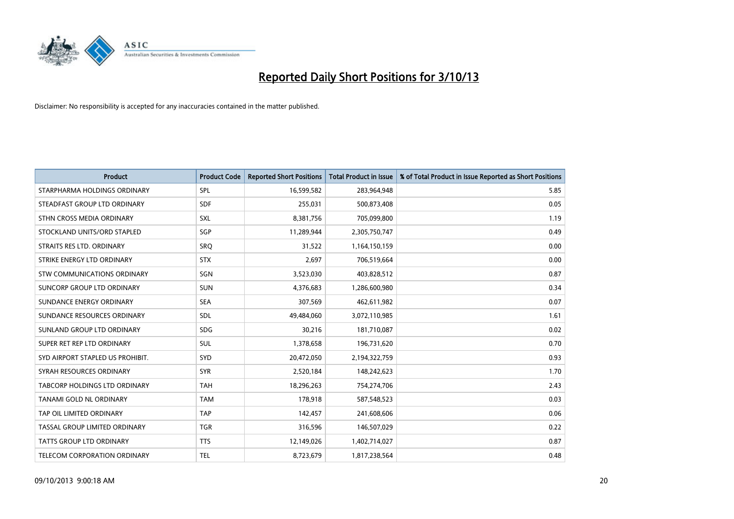# Reported Daily Short Positions for 3/10/13

Disclaimer: No responsibility is accepted for any inaccuracies contained in the matter published.

| Product | Product Code | Reported Short Positions | Total Product in Issue | % of Total Product in Issue Reported as Short Positions |
|---|---|---|---|---|
| STARPHARMA HOLDINGS ORDINARY | SPL | 16,599,582 | 283,964,948 | 5.85 |
| STEADFAST GROUP LTD ORDINARY | SDF | 255,031 | 500,873,408 | 0.05 |
| STHN CROSS MEDIA ORDINARY | SXL | 8,381,756 | 705,099,800 | 1.19 |
| STOCKLAND UNITS/ORD STAPLED | SGP | 11,289,944 | 2,305,750,747 | 0.49 |
| STRAITS RES LTD. ORDINARY | SRQ | 31,522 | 1,164,150,159 | 0.00 |
| STRIKE ENERGY LTD ORDINARY | STX | 2,697 | 706,519,664 | 0.00 |
| STW COMMUNICATIONS ORDINARY | SGN | 3,523,030 | 403,828,512 | 0.87 |
| SUNCORP GROUP LTD ORDINARY | SUN | 4,376,683 | 1,286,600,980 | 0.34 |
| SUNDANCE ENERGY ORDINARY | SEA | 307,569 | 462,611,982 | 0.07 |
| SUNDANCE RESOURCES ORDINARY | SDL | 49,484,060 | 3,072,110,985 | 1.61 |
| SUNLAND GROUP LTD ORDINARY | SDG | 30,216 | 181,710,087 | 0.02 |
| SUPER RET REP LTD ORDINARY | SUL | 1,378,658 | 196,731,620 | 0.70 |
| SYD AIRPORT STAPLED US PROHIBIT. | SYD | 20,472,050 | 2,194,322,759 | 0.93 |
| SYRAH RESOURCES ORDINARY | SYR | 2,520,184 | 148,242,623 | 1.70 |
| TABCORP HOLDINGS LTD ORDINARY | TAH | 18,296,263 | 754,274,706 | 2.43 |
| TANAMI GOLD NL ORDINARY | TAM | 178,918 | 587,548,523 | 0.03 |
| TAP OIL LIMITED ORDINARY | TAP | 142,457 | 241,608,606 | 0.06 |
| TASSAL GROUP LIMITED ORDINARY | TGR | 316,596 | 146,507,029 | 0.22 |
| TATTS GROUP LTD ORDINARY | TTS | 12,149,026 | 1,402,714,027 | 0.87 |
| TELECOM CORPORATION ORDINARY | TEL | 8,723,679 | 1,817,238,564 | 0.48 |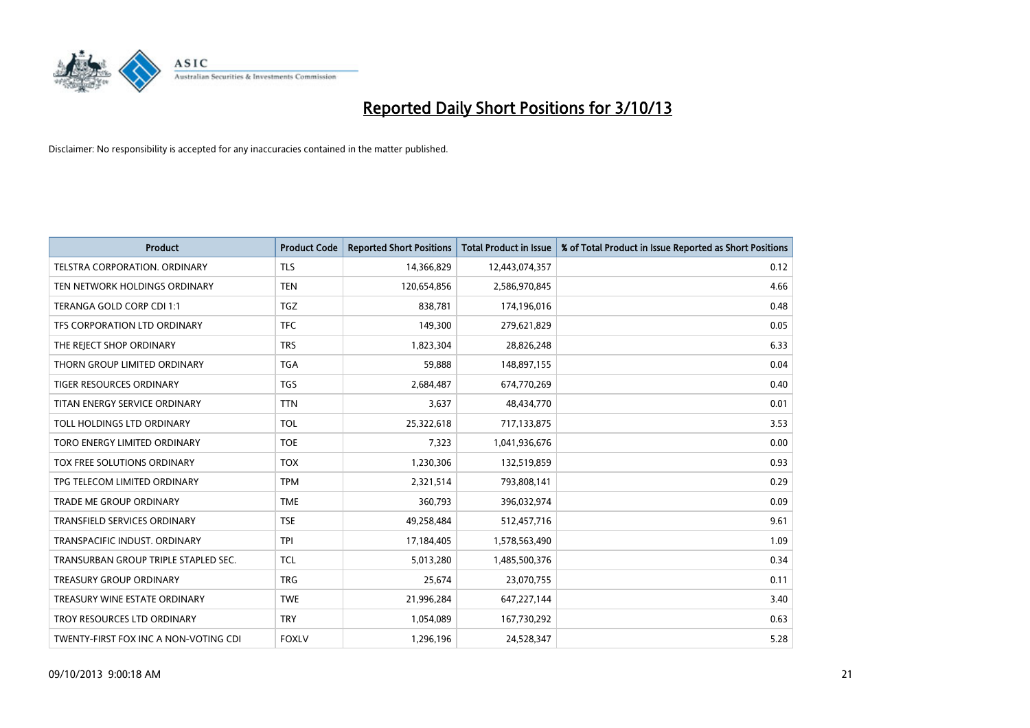# Reported Daily Short Positions for 3/10/13

Disclaimer: No responsibility is accepted for any inaccuracies contained in the matter published.

| Product | Product Code | Reported Short Positions | Total Product in Issue | % of Total Product in Issue Reported as Short Positions |
|---|---|---|---|---|
| TELSTRA CORPORATION. ORDINARY | TLS | 14,366,829 | 12,443,074,357 | 0.12 |
| TEN NETWORK HOLDINGS ORDINARY | TEN | 120,654,856 | 2,586,970,845 | 4.66 |
| TERANGA GOLD CORP CDI 1:1 | TGZ | 838,781 | 174,196,016 | 0.48 |
| TFS CORPORATION LTD ORDINARY | TFC | 149,300 | 279,621,829 | 0.05 |
| THE REJECT SHOP ORDINARY | TRS | 1,823,304 | 28,826,248 | 6.33 |
| THORN GROUP LIMITED ORDINARY | TGA | 59,888 | 148,897,155 | 0.04 |
| TIGER RESOURCES ORDINARY | TGS | 2,684,487 | 674,770,269 | 0.40 |
| TITAN ENERGY SERVICE ORDINARY | TTN | 3,637 | 48,434,770 | 0.01 |
| TOLL HOLDINGS LTD ORDINARY | TOL | 25,322,618 | 717,133,875 | 3.53 |
| TORO ENERGY LIMITED ORDINARY | TOE | 7,323 | 1,041,936,676 | 0.00 |
| TOX FREE SOLUTIONS ORDINARY | TOX | 1,230,306 | 132,519,859 | 0.93 |
| TPG TELECOM LIMITED ORDINARY | TPM | 2,321,514 | 793,808,141 | 0.29 |
| TRADE ME GROUP ORDINARY | TME | 360,793 | 396,032,974 | 0.09 |
| TRANSFIELD SERVICES ORDINARY | TSE | 49,258,484 | 512,457,716 | 9.61 |
| TRANSPACIFIC INDUST. ORDINARY | TPI | 17,184,405 | 1,578,563,490 | 1.09 |
| TRANSURBAN GROUP TRIPLE STAPLED SEC. | TCL | 5,013,280 | 1,485,500,376 | 0.34 |
| TREASURY GROUP ORDINARY | TRG | 25,674 | 23,070,755 | 0.11 |
| TREASURY WINE ESTATE ORDINARY | TWE | 21,996,284 | 647,227,144 | 3.40 |
| TROY RESOURCES LTD ORDINARY | TRY | 1,054,089 | 167,730,292 | 0.63 |
| TWENTY-FIRST FOX INC A NON-VOTING CDI | FOXLV | 1,296,196 | 24,528,347 | 5.28 |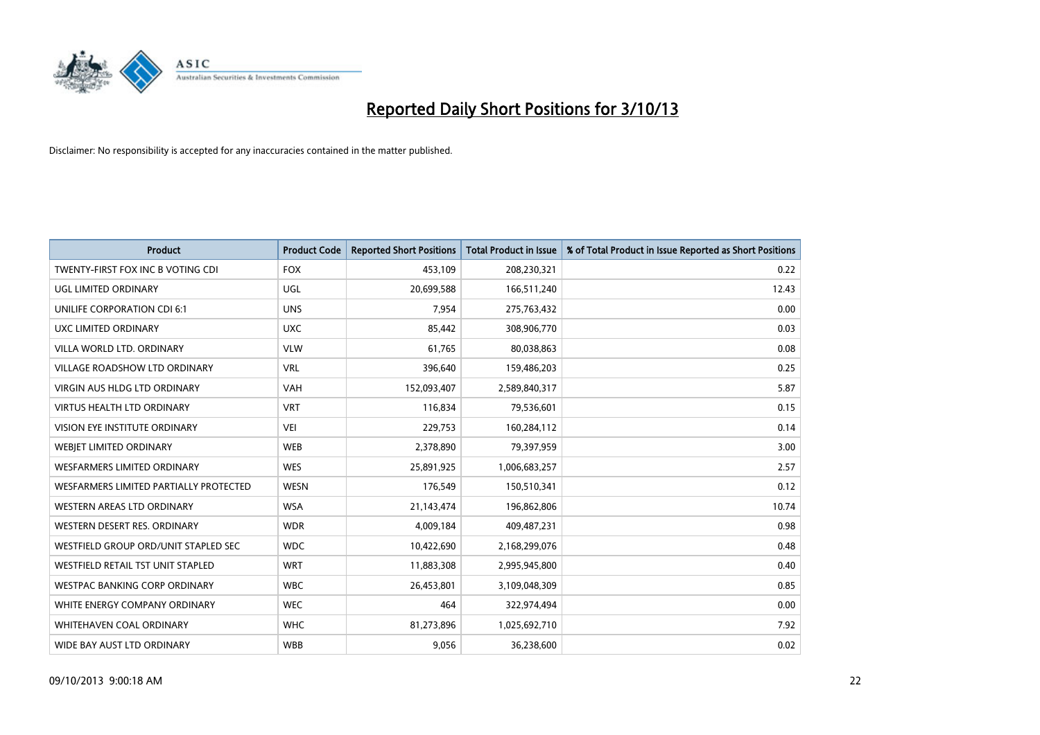# Reported Daily Short Positions for 3/10/13

Disclaimer: No responsibility is accepted for any inaccuracies contained in the matter published.

| Product | Product Code | Reported Short Positions | Total Product in Issue | % of Total Product in Issue Reported as Short Positions |
|---|---|---|---|---|
| TWENTY-FIRST FOX INC B VOTING CDI | FOX | 453,109 | 208,230,321 | 0.22 |
| UGL LIMITED ORDINARY | UGL | 20,699,588 | 166,511,240 | 12.43 |
| UNILIFE CORPORATION CDI 6:1 | UNS | 7,954 | 275,763,432 | 0.00 |
| UXC LIMITED ORDINARY | UXC | 85,442 | 308,906,770 | 0.03 |
| VILLA WORLD LTD. ORDINARY | VLW | 61,765 | 80,038,863 | 0.08 |
| VILLAGE ROADSHOW LTD ORDINARY | VRL | 396,640 | 159,486,203 | 0.25 |
| VIRGIN AUS HLDG LTD ORDINARY | VAH | 152,093,407 | 2,589,840,317 | 5.87 |
| VIRTUS HEALTH LTD ORDINARY | VRT | 116,834 | 79,536,601 | 0.15 |
| VISION EYE INSTITUTE ORDINARY | VEI | 229,753 | 160,284,112 | 0.14 |
| WEBJET LIMITED ORDINARY | WEB | 2,378,890 | 79,397,959 | 3.00 |
| WESFARMERS LIMITED ORDINARY | WES | 25,891,925 | 1,006,683,257 | 2.57 |
| WESFARMERS LIMITED PARTIALLY PROTECTED | WESN | 176,549 | 150,510,341 | 0.12 |
| WESTERN AREAS LTD ORDINARY | WSA | 21,143,474 | 196,862,806 | 10.74 |
| WESTERN DESERT RES. ORDINARY | WDR | 4,009,184 | 409,487,231 | 0.98 |
| WESTFIELD GROUP ORD/UNIT STAPLED SEC | WDC | 10,422,690 | 2,168,299,076 | 0.48 |
| WESTFIELD RETAIL TST UNIT STAPLED | WRT | 11,883,308 | 2,995,945,800 | 0.40 |
| WESTPAC BANKING CORP ORDINARY | WBC | 26,453,801 | 3,109,048,309 | 0.85 |
| WHITE ENERGY COMPANY ORDINARY | WEC | 464 | 322,974,494 | 0.00 |
| WHITEHAVEN COAL ORDINARY | WHC | 81,273,896 | 1,025,692,710 | 7.92 |
| WIDE BAY AUST LTD ORDINARY | WBB | 9,056 | 36,238,600 | 0.02 |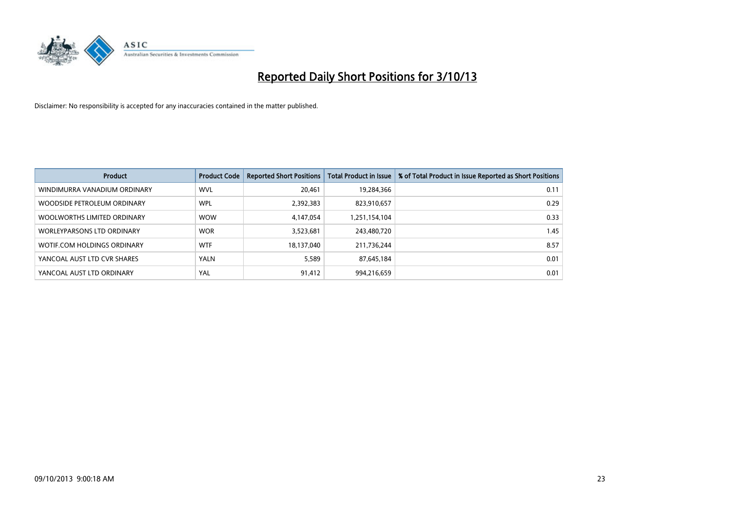# Reported Daily Short Positions for 3/10/13

Disclaimer: No responsibility is accepted for any inaccuracies contained in the matter published.

| Product | Product Code | Reported Short Positions | Total Product in Issue | % of Total Product in Issue Reported as Short Positions |
|---|---|---|---|---|
| WINDIMURRA VANADIUM ORDINARY | WVL | 20,461 | 19,284,366 | 0.11 |
| WOODSIDE PETROLEUM ORDINARY | WPL | 2,392,383 | 823,910,657 | 0.29 |
| WOOLWORTHS LIMITED ORDINARY | WOW | 4,147,054 | 1,251,154,104 | 0.33 |
| WORLEYPARSONS LTD ORDINARY | WOR | 3,523,681 | 243,480,720 | 1.45 |
| WOTIF.COM HOLDINGS ORDINARY | WTF | 18,137,040 | 211,736,244 | 8.57 |
| YANCOAL AUST LTD CVR SHARES | YALN | 5,589 | 87,645,184 | 0.01 |
| YANCOAL AUST LTD ORDINARY | YAL | 91,412 | 994,216,659 | 0.01 |

09/10/2013 9:00:18 AM